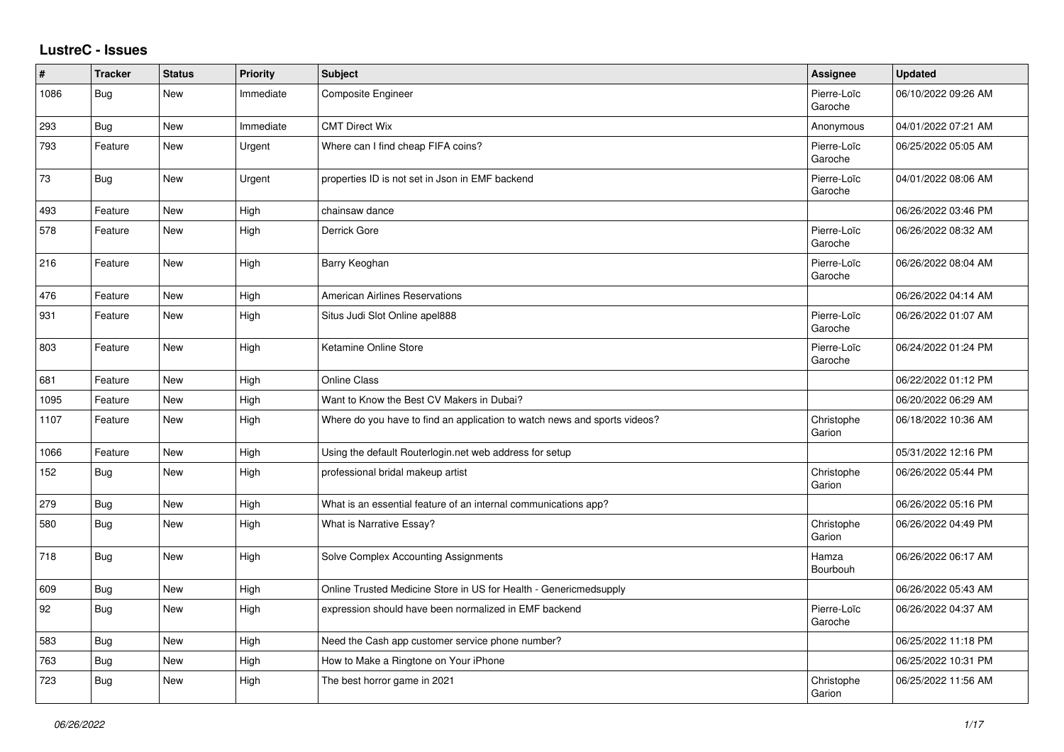## LustreC - Issues

| # | Tracker | Status | Priority | Subject | Assignee | Updated |
|---|---|---|---|---|---|---|
| 1086 | Bug | New | Immediate | Composite Engineer | Pierre-Loïc Garoche | 06/10/2022 09:26 AM |
| 293 | Bug | New | Immediate | CMT Direct Wix | Anonymous | 04/01/2022 07:21 AM |
| 793 | Feature | New | Urgent | Where can I find cheap FIFA coins? | Pierre-Loïc Garoche | 06/25/2022 05:05 AM |
| 73 | Bug | New | Urgent | properties ID is not set in Json in EMF backend | Pierre-Loïc Garoche | 04/01/2022 08:06 AM |
| 493 | Feature | New | High | chainsaw dance | | 06/26/2022 03:46 PM |
| 578 | Feature | New | High | Derrick Gore | Pierre-Loïc Garoche | 06/26/2022 08:32 AM |
| 216 | Feature | New | High | Barry Keoghan | Pierre-Loïc Garoche | 06/26/2022 08:04 AM |
| 476 | Feature | New | High | American Airlines Reservations | | 06/26/2022 04:14 AM |
| 931 | Feature | New | High | Situs Judi Slot Online apel888 | Pierre-Loïc Garoche | 06/26/2022 01:07 AM |
| 803 | Feature | New | High | Ketamine Online Store | Pierre-Loïc Garoche | 06/24/2022 01:24 PM |
| 681 | Feature | New | High | Online Class | | 06/22/2022 01:12 PM |
| 1095 | Feature | New | High | Want to Know the Best CV Makers in Dubai? | | 06/20/2022 06:29 AM |
| 1107 | Feature | New | High | Where do you have to find an application to watch news and sports videos? | Christophe Garion | 06/18/2022 10:36 AM |
| 1066 | Feature | New | High | Using the default Routerlogin.net web address for setup | | 05/31/2022 12:16 PM |
| 152 | Bug | New | High | professional bridal makeup artist | Christophe Garion | 06/26/2022 05:44 PM |
| 279 | Bug | New | High | What is an essential feature of an internal communications app? | | 06/26/2022 05:16 PM |
| 580 | Bug | New | High | What is Narrative Essay? | Christophe Garion | 06/26/2022 04:49 PM |
| 718 | Bug | New | High | Solve Complex Accounting Assignments | Hamza Bourbouh | 06/26/2022 06:17 AM |
| 609 | Bug | New | High | Online Trusted Medicine Store in US for Health - Genericmedsupply | | 06/26/2022 05:43 AM |
| 92 | Bug | New | High | expression should have been normalized in EMF backend | Pierre-Loïc Garoche | 06/26/2022 04:37 AM |
| 583 | Bug | New | High | Need the Cash app customer service phone number? | | 06/25/2022 11:18 PM |
| 763 | Bug | New | High | How to Make a Ringtone on Your iPhone | | 06/25/2022 10:31 PM |
| 723 | Bug | New | High | The best horror game in 2021 | Christophe Garion | 06/25/2022 11:56 AM |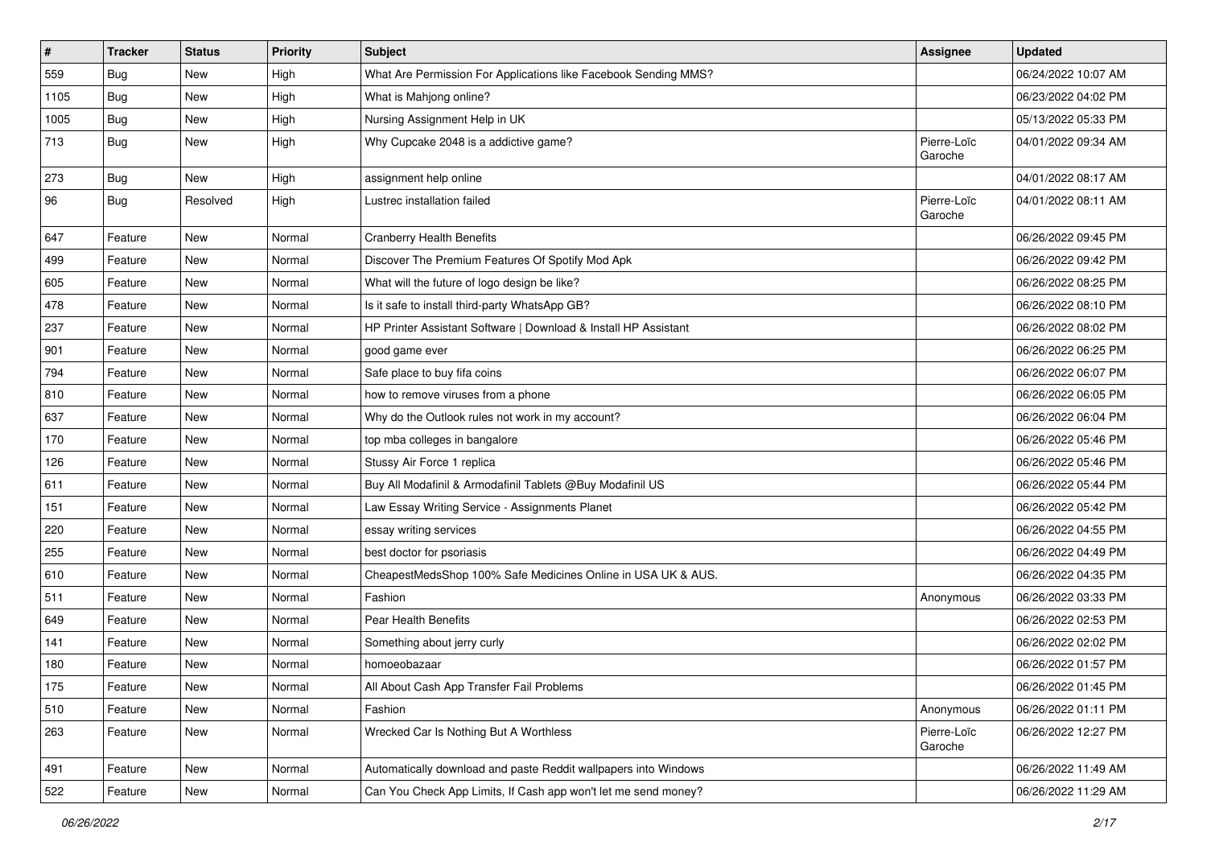| # | Tracker | Status | Priority | Subject | Assignee | Updated |
| --- | --- | --- | --- | --- | --- | --- |
| 559 | Bug | New | High | What Are Permission For Applications like Facebook Sending MMS? | | 06/24/2022 10:07 AM |
| 1105 | Bug | New | High | What is Mahjong online? | | 06/23/2022 04:02 PM |
| 1005 | Bug | New | High | Nursing Assignment Help in UK | | 05/13/2022 05:33 PM |
| 713 | Bug | New | High | Why Cupcake 2048 is a addictive game? | Pierre-Loïc Garoche | 04/01/2022 09:34 AM |
| 273 | Bug | New | High | assignment help online | | 04/01/2022 08:17 AM |
| 96 | Bug | Resolved | High | Lustrec installation failed | Pierre-Loïc Garoche | 04/01/2022 08:11 AM |
| 647 | Feature | New | Normal | Cranberry Health Benefits | | 06/26/2022 09:45 PM |
| 499 | Feature | New | Normal | Discover The Premium Features Of Spotify Mod Apk | | 06/26/2022 09:42 PM |
| 605 | Feature | New | Normal | What will the future of logo design be like? | | 06/26/2022 08:25 PM |
| 478 | Feature | New | Normal | Is it safe to install third-party WhatsApp GB? | | 06/26/2022 08:10 PM |
| 237 | Feature | New | Normal | HP Printer Assistant Software \| Download & Install HP Assistant | | 06/26/2022 08:02 PM |
| 901 | Feature | New | Normal | good game ever | | 06/26/2022 06:25 PM |
| 794 | Feature | New | Normal | Safe place to buy fifa coins | | 06/26/2022 06:07 PM |
| 810 | Feature | New | Normal | how to remove viruses from a phone | | 06/26/2022 06:05 PM |
| 637 | Feature | New | Normal | Why do the Outlook rules not work in my account? | | 06/26/2022 06:04 PM |
| 170 | Feature | New | Normal | top mba colleges in bangalore | | 06/26/2022 05:46 PM |
| 126 | Feature | New | Normal | Stussy Air Force 1 replica | | 06/26/2022 05:46 PM |
| 611 | Feature | New | Normal | Buy All Modafinil & Armodafinil Tablets @Buy Modafinil US | | 06/26/2022 05:44 PM |
| 151 | Feature | New | Normal | Law Essay Writing Service - Assignments Planet | | 06/26/2022 05:42 PM |
| 220 | Feature | New | Normal | essay writing services | | 06/26/2022 04:55 PM |
| 255 | Feature | New | Normal | best doctor for psoriasis | | 06/26/2022 04:49 PM |
| 610 | Feature | New | Normal | CheapestMedsShop 100% Safe Medicines Online in USA UK & AUS. | | 06/26/2022 04:35 PM |
| 511 | Feature | New | Normal | Fashion | Anonymous | 06/26/2022 03:33 PM |
| 649 | Feature | New | Normal | Pear Health Benefits | | 06/26/2022 02:53 PM |
| 141 | Feature | New | Normal | Something about jerry curly | | 06/26/2022 02:02 PM |
| 180 | Feature | New | Normal | homoeobazaar | | 06/26/2022 01:57 PM |
| 175 | Feature | New | Normal | All About Cash App Transfer Fail Problems | | 06/26/2022 01:45 PM |
| 510 | Feature | New | Normal | Fashion | Anonymous | 06/26/2022 01:11 PM |
| 263 | Feature | New | Normal | Wrecked Car Is Nothing But A Worthless | Pierre-Loïc Garoche | 06/26/2022 12:27 PM |
| 491 | Feature | New | Normal | Automatically download and paste Reddit wallpapers into Windows | | 06/26/2022 11:49 AM |
| 522 | Feature | New | Normal | Can You Check App Limits, If Cash app won't let me send money? | | 06/26/2022 11:29 AM |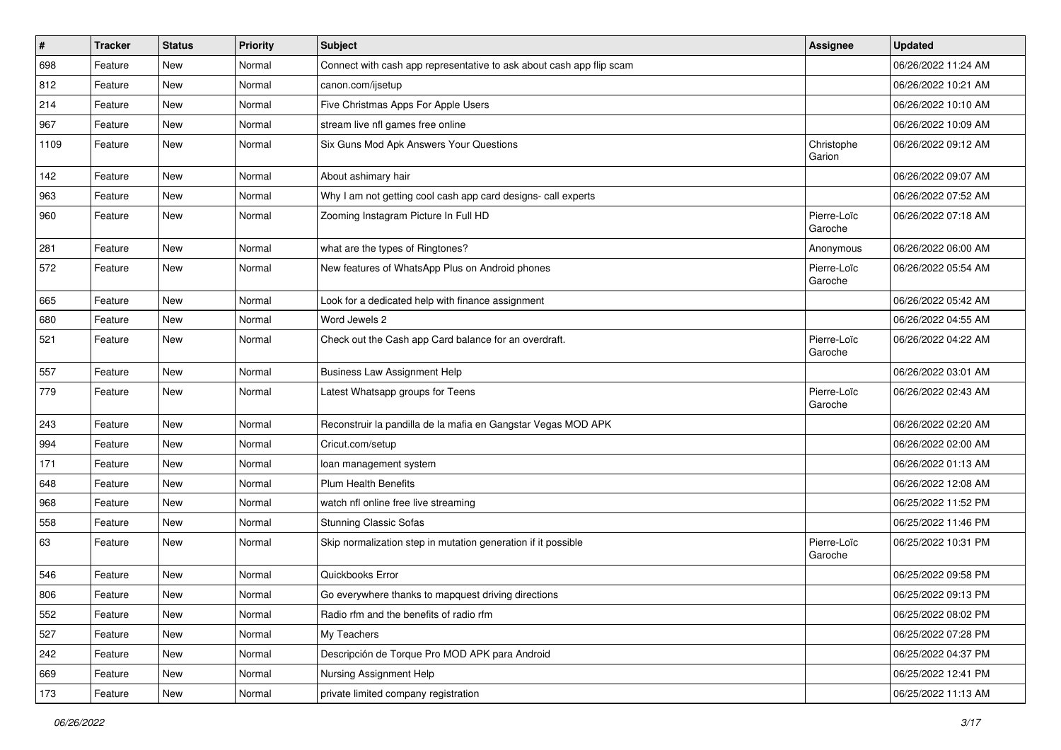| # | Tracker | Status | Priority | Subject | Assignee | Updated |
|---|---|---|---|---|---|---|
| 698 | Feature | New | Normal | Connect with cash app representative to ask about cash app flip scam | | 06/26/2022 11:24 AM |
| 812 | Feature | New | Normal | canon.com/ijsetup | | 06/26/2022 10:21 AM |
| 214 | Feature | New | Normal | Five Christmas Apps For Apple Users | | 06/26/2022 10:10 AM |
| 967 | Feature | New | Normal | stream live nfl games free online | | 06/26/2022 10:09 AM |
| 1109 | Feature | New | Normal | Six Guns Mod Apk Answers Your Questions | Christophe Garion | 06/26/2022 09:12 AM |
| 142 | Feature | New | Normal | About ashimary hair | | 06/26/2022 09:07 AM |
| 963 | Feature | New | Normal | Why I am not getting cool cash app card designs- call experts | | 06/26/2022 07:52 AM |
| 960 | Feature | New | Normal | Zooming Instagram Picture In Full HD | Pierre-Loïc Garoche | 06/26/2022 07:18 AM |
| 281 | Feature | New | Normal | what are the types of Ringtones? | Anonymous | 06/26/2022 06:00 AM |
| 572 | Feature | New | Normal | New features of WhatsApp Plus on Android phones | Pierre-Loïc Garoche | 06/26/2022 05:54 AM |
| 665 | Feature | New | Normal | Look for a dedicated help with finance assignment | | 06/26/2022 05:42 AM |
| 680 | Feature | New | Normal | Word Jewels 2 | | 06/26/2022 04:55 AM |
| 521 | Feature | New | Normal | Check out the Cash app Card balance for an overdraft. | Pierre-Loïc Garoche | 06/26/2022 04:22 AM |
| 557 | Feature | New | Normal | Business Law Assignment Help | | 06/26/2022 03:01 AM |
| 779 | Feature | New | Normal | Latest Whatsapp groups for Teens | Pierre-Loïc Garoche | 06/26/2022 02:43 AM |
| 243 | Feature | New | Normal | Reconstruir la pandilla de la mafia en Gangstar Vegas MOD APK | | 06/26/2022 02:20 AM |
| 994 | Feature | New | Normal | Cricut.com/setup | | 06/26/2022 02:00 AM |
| 171 | Feature | New | Normal | loan management system | | 06/26/2022 01:13 AM |
| 648 | Feature | New | Normal | Plum Health Benefits | | 06/26/2022 12:08 AM |
| 968 | Feature | New | Normal | watch nfl online free live streaming | | 06/25/2022 11:52 PM |
| 558 | Feature | New | Normal | Stunning Classic Sofas | | 06/25/2022 11:46 PM |
| 63 | Feature | New | Normal | Skip normalization step in mutation generation if it possible | Pierre-Loïc Garoche | 06/25/2022 10:31 PM |
| 546 | Feature | New | Normal | Quickbooks Error | | 06/25/2022 09:58 PM |
| 806 | Feature | New | Normal | Go everywhere thanks to mapquest driving directions | | 06/25/2022 09:13 PM |
| 552 | Feature | New | Normal | Radio rfm and the benefits of radio rfm | | 06/25/2022 08:02 PM |
| 527 | Feature | New | Normal | My Teachers | | 06/25/2022 07:28 PM |
| 242 | Feature | New | Normal | Descripción de Torque Pro MOD APK para Android | | 06/25/2022 04:37 PM |
| 669 | Feature | New | Normal | Nursing Assignment Help | | 06/25/2022 12:41 PM |
| 173 | Feature | New | Normal | private limited company registration | | 06/25/2022 11:13 AM |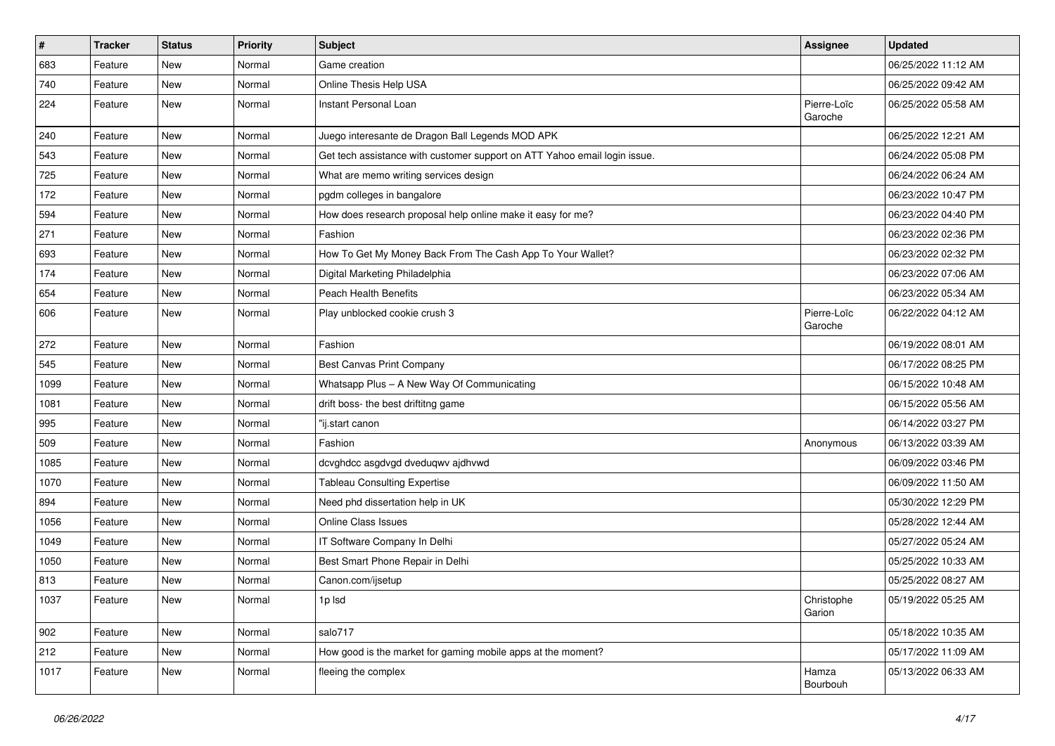| # | Tracker | Status | Priority | Subject | Assignee | Updated |
| --- | --- | --- | --- | --- | --- | --- |
| 683 | Feature | New | Normal | Game creation |  | 06/25/2022 11:12 AM |
| 740 | Feature | New | Normal | Online Thesis Help USA |  | 06/25/2022 09:42 AM |
| 224 | Feature | New | Normal | Instant Personal Loan | Pierre-Loïc Garoche | 06/25/2022 05:58 AM |
| 240 | Feature | New | Normal | Juego interesante de Dragon Ball Legends MOD APK |  | 06/25/2022 12:21 AM |
| 543 | Feature | New | Normal | Get tech assistance with customer support on ATT Yahoo email login issue. |  | 06/24/2022 05:08 PM |
| 725 | Feature | New | Normal | What are memo writing services design |  | 06/24/2022 06:24 AM |
| 172 | Feature | New | Normal | pgdm colleges in bangalore |  | 06/23/2022 10:47 PM |
| 594 | Feature | New | Normal | How does research proposal help online make it easy for me? |  | 06/23/2022 04:40 PM |
| 271 | Feature | New | Normal | Fashion |  | 06/23/2022 02:36 PM |
| 693 | Feature | New | Normal | How To Get My Money Back From The Cash App To Your Wallet? |  | 06/23/2022 02:32 PM |
| 174 | Feature | New | Normal | Digital Marketing Philadelphia |  | 06/23/2022 07:06 AM |
| 654 | Feature | New | Normal | Peach Health Benefits |  | 06/23/2022 05:34 AM |
| 606 | Feature | New | Normal | Play unblocked cookie crush 3 | Pierre-Loïc Garoche | 06/22/2022 04:12 AM |
| 272 | Feature | New | Normal | Fashion |  | 06/19/2022 08:01 AM |
| 545 | Feature | New | Normal | Best Canvas Print Company |  | 06/17/2022 08:25 PM |
| 1099 | Feature | New | Normal | Whatsapp Plus – A New Way Of Communicating |  | 06/15/2022 10:48 AM |
| 1081 | Feature | New | Normal | drift boss- the best driftitng game |  | 06/15/2022 05:56 AM |
| 995 | Feature | New | Normal | "ij.start canon |  | 06/14/2022 03:27 PM |
| 509 | Feature | New | Normal | Fashion | Anonymous | 06/13/2022 03:39 AM |
| 1085 | Feature | New | Normal | dcvghdcc asgdvgd dveduqwv ajdhvwd |  | 06/09/2022 03:46 PM |
| 1070 | Feature | New | Normal | Tableau Consulting Expertise |  | 06/09/2022 11:50 AM |
| 894 | Feature | New | Normal | Need phd dissertation help in UK |  | 05/30/2022 12:29 PM |
| 1056 | Feature | New | Normal | Online Class Issues |  | 05/28/2022 12:44 AM |
| 1049 | Feature | New | Normal | IT Software Company In Delhi |  | 05/27/2022 05:24 AM |
| 1050 | Feature | New | Normal | Best Smart Phone Repair in Delhi |  | 05/25/2022 10:33 AM |
| 813 | Feature | New | Normal | Canon.com/ijsetup |  | 05/25/2022 08:27 AM |
| 1037 | Feature | New | Normal | 1p lsd | Christophe Garion | 05/19/2022 05:25 AM |
| 902 | Feature | New | Normal | salo717 |  | 05/18/2022 10:35 AM |
| 212 | Feature | New | Normal | How good is the market for gaming mobile apps at the moment? |  | 05/17/2022 11:09 AM |
| 1017 | Feature | New | Normal | fleeing the complex | Hamza Bourbouh | 05/13/2022 06:33 AM |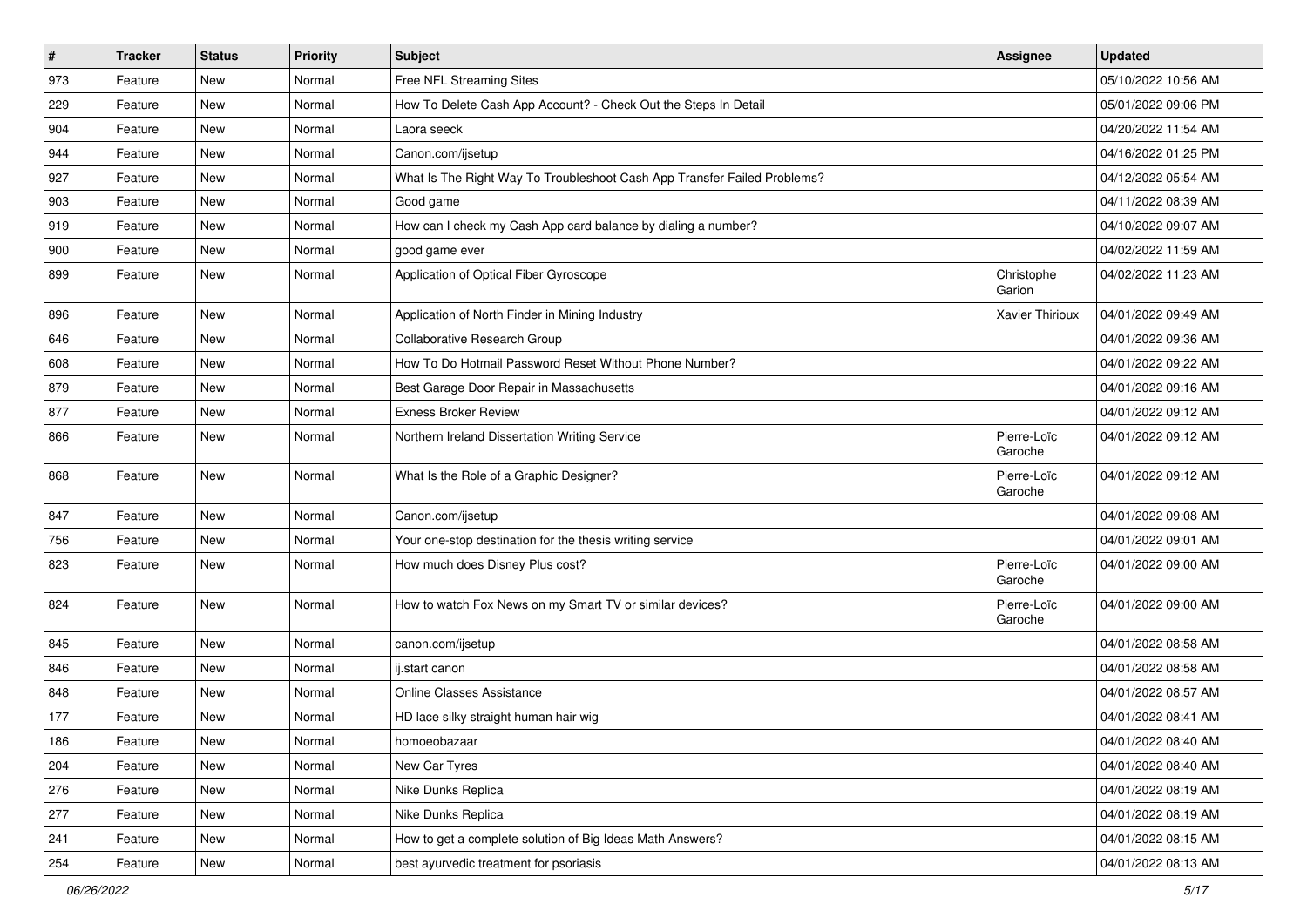| # | Tracker | Status | Priority | Subject | Assignee | Updated |
|---|---|---|---|---|---|---|
| 973 | Feature | New | Normal | Free NFL Streaming Sites | | 05/10/2022 10:56 AM |
| 229 | Feature | New | Normal | How To Delete Cash App Account? - Check Out the Steps In Detail | | 05/01/2022 09:06 PM |
| 904 | Feature | New | Normal | Laora seeck | | 04/20/2022 11:54 AM |
| 944 | Feature | New | Normal | Canon.com/ijsetup | | 04/16/2022 01:25 PM |
| 927 | Feature | New | Normal | What Is The Right Way To Troubleshoot Cash App Transfer Failed Problems? | | 04/12/2022 05:54 AM |
| 903 | Feature | New | Normal | Good game | | 04/11/2022 08:39 AM |
| 919 | Feature | New | Normal | How can I check my Cash App card balance by dialing a number? | | 04/10/2022 09:07 AM |
| 900 | Feature | New | Normal | good game ever | | 04/02/2022 11:59 AM |
| 899 | Feature | New | Normal | Application of Optical Fiber Gyroscope | Christophe Garion | 04/02/2022 11:23 AM |
| 896 | Feature | New | Normal | Application of North Finder in Mining Industry | Xavier Thirioux | 04/01/2022 09:49 AM |
| 646 | Feature | New | Normal | Collaborative Research Group | | 04/01/2022 09:36 AM |
| 608 | Feature | New | Normal | How To Do Hotmail Password Reset Without Phone Number? | | 04/01/2022 09:22 AM |
| 879 | Feature | New | Normal | Best Garage Door Repair in Massachusetts | | 04/01/2022 09:16 AM |
| 877 | Feature | New | Normal | Exness Broker Review | | 04/01/2022 09:12 AM |
| 866 | Feature | New | Normal | Northern Ireland Dissertation Writing Service | Pierre-Loïc Garoche | 04/01/2022 09:12 AM |
| 868 | Feature | New | Normal | What Is the Role of a Graphic Designer? | Pierre-Loïc Garoche | 04/01/2022 09:12 AM |
| 847 | Feature | New | Normal | Canon.com/ijsetup | | 04/01/2022 09:08 AM |
| 756 | Feature | New | Normal | Your one-stop destination for the thesis writing service | | 04/01/2022 09:01 AM |
| 823 | Feature | New | Normal | How much does Disney Plus cost? | Pierre-Loïc Garoche | 04/01/2022 09:00 AM |
| 824 | Feature | New | Normal | How to watch Fox News on my Smart TV or similar devices? | Pierre-Loïc Garoche | 04/01/2022 09:00 AM |
| 845 | Feature | New | Normal | canon.com/ijsetup | | 04/01/2022 08:58 AM |
| 846 | Feature | New | Normal | ij.start canon | | 04/01/2022 08:58 AM |
| 848 | Feature | New | Normal | Online Classes Assistance | | 04/01/2022 08:57 AM |
| 177 | Feature | New | Normal | HD lace silky straight human hair wig | | 04/01/2022 08:41 AM |
| 186 | Feature | New | Normal | homoeobazaar | | 04/01/2022 08:40 AM |
| 204 | Feature | New | Normal | New Car Tyres | | 04/01/2022 08:40 AM |
| 276 | Feature | New | Normal | Nike Dunks Replica | | 04/01/2022 08:19 AM |
| 277 | Feature | New | Normal | Nike Dunks Replica | | 04/01/2022 08:19 AM |
| 241 | Feature | New | Normal | How to get a complete solution of Big Ideas Math Answers? | | 04/01/2022 08:15 AM |
| 254 | Feature | New | Normal | best ayurvedic treatment for psoriasis | | 04/01/2022 08:13 AM |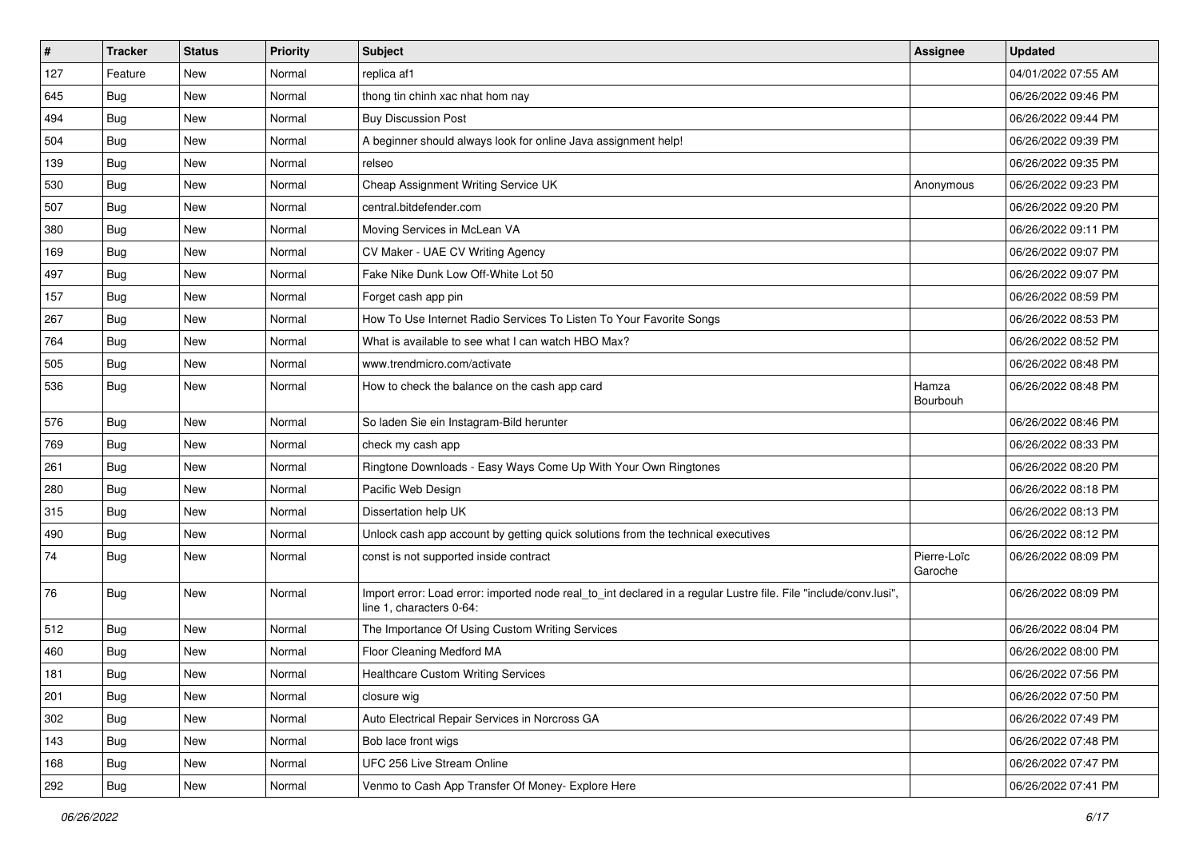| # | Tracker | Status | Priority | Subject | Assignee | Updated |
|---|---|---|---|---|---|---|
| 127 | Feature | New | Normal | replica af1 | | 04/01/2022 07:55 AM |
| 645 | Bug | New | Normal | thong tin chinh xac nhat hom nay | | 06/26/2022 09:46 PM |
| 494 | Bug | New | Normal | Buy Discussion Post | | 06/26/2022 09:44 PM |
| 504 | Bug | New | Normal | A beginner should always look for online Java assignment help! | | 06/26/2022 09:39 PM |
| 139 | Bug | New | Normal | relseo | | 06/26/2022 09:35 PM |
| 530 | Bug | New | Normal | Cheap Assignment Writing Service UK | Anonymous | 06/26/2022 09:23 PM |
| 507 | Bug | New | Normal | central.bitdefender.com | | 06/26/2022 09:20 PM |
| 380 | Bug | New | Normal | Moving Services in McLean VA | | 06/26/2022 09:11 PM |
| 169 | Bug | New | Normal | CV Maker - UAE CV Writing Agency | | 06/26/2022 09:07 PM |
| 497 | Bug | New | Normal | Fake Nike Dunk Low Off-White Lot 50 | | 06/26/2022 09:07 PM |
| 157 | Bug | New | Normal | Forget cash app pin | | 06/26/2022 08:59 PM |
| 267 | Bug | New | Normal | How To Use Internet Radio Services To Listen To Your Favorite Songs | | 06/26/2022 08:53 PM |
| 764 | Bug | New | Normal | What is available to see what I can watch HBO Max? | | 06/26/2022 08:52 PM |
| 505 | Bug | New | Normal | www.trendmicro.com/activate | | 06/26/2022 08:48 PM |
| 536 | Bug | New | Normal | How to check the balance on the cash app card | Hamza Bourbouh | 06/26/2022 08:48 PM |
| 576 | Bug | New | Normal | So laden Sie ein Instagram-Bild herunter | | 06/26/2022 08:46 PM |
| 769 | Bug | New | Normal | check my cash app | | 06/26/2022 08:33 PM |
| 261 | Bug | New | Normal | Ringtone Downloads - Easy Ways Come Up With Your Own Ringtones | | 06/26/2022 08:20 PM |
| 280 | Bug | New | Normal | Pacific Web Design | | 06/26/2022 08:18 PM |
| 315 | Bug | New | Normal | Dissertation help UK | | 06/26/2022 08:13 PM |
| 490 | Bug | New | Normal | Unlock cash app account by getting quick solutions from the technical executives | | 06/26/2022 08:12 PM |
| 74 | Bug | New | Normal | const is not supported inside contract | Pierre-Loïc Garoche | 06/26/2022 08:09 PM |
| 76 | Bug | New | Normal | Import error: Load error: imported node real_to_int declared in a regular Lustre file. File "include/conv.lusi", line 1, characters 0-64: | | 06/26/2022 08:09 PM |
| 512 | Bug | New | Normal | The Importance Of Using Custom Writing Services | | 06/26/2022 08:04 PM |
| 460 | Bug | New | Normal | Floor Cleaning Medford MA | | 06/26/2022 08:00 PM |
| 181 | Bug | New | Normal | Healthcare Custom Writing Services | | 06/26/2022 07:56 PM |
| 201 | Bug | New | Normal | closure wig | | 06/26/2022 07:50 PM |
| 302 | Bug | New | Normal | Auto Electrical Repair Services in Norcross GA | | 06/26/2022 07:49 PM |
| 143 | Bug | New | Normal | Bob lace front wigs | | 06/26/2022 07:48 PM |
| 168 | Bug | New | Normal | UFC 256 Live Stream Online | | 06/26/2022 07:47 PM |
| 292 | Bug | New | Normal | Venmo to Cash App Transfer Of Money- Explore Here | | 06/26/2022 07:41 PM |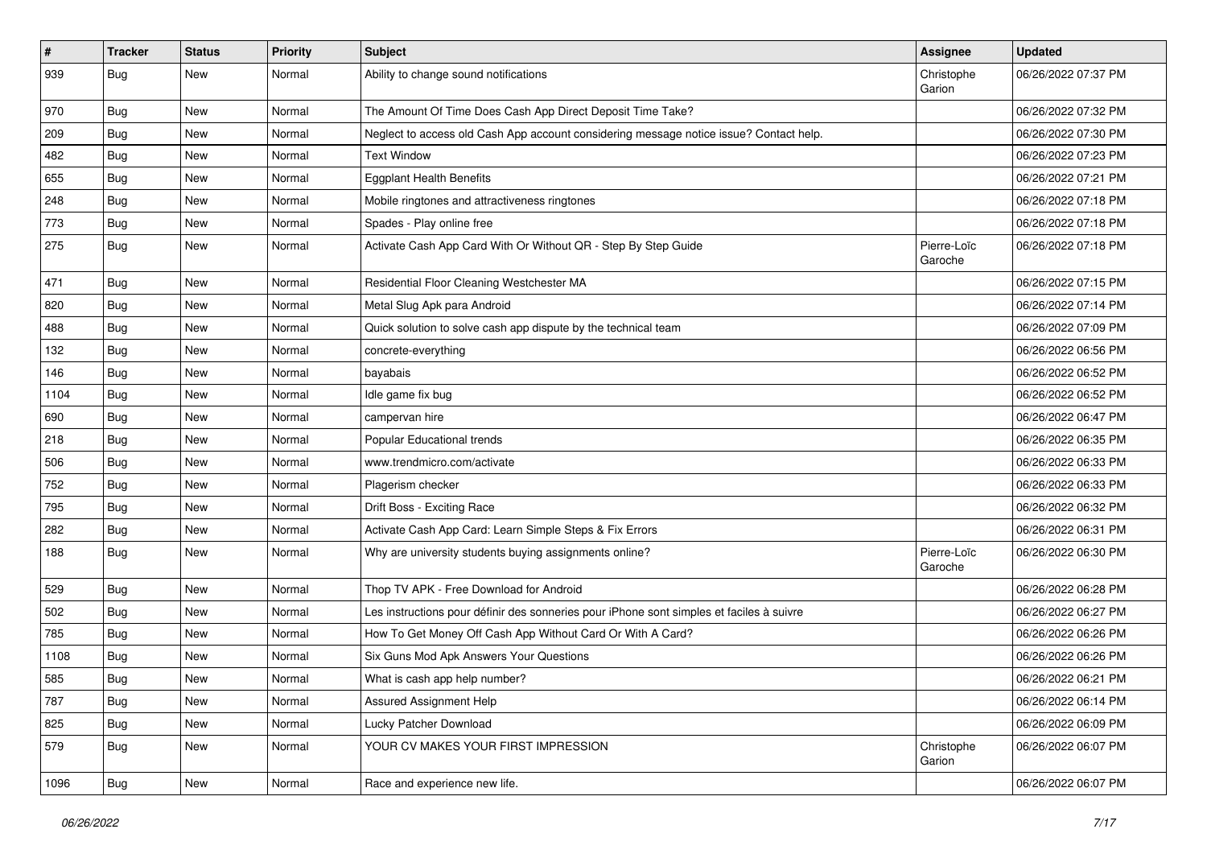| # | Tracker | Status | Priority | Subject | Assignee | Updated |
|---|---|---|---|---|---|---|
| 939 | Bug | New | Normal | Ability to change sound notifications | Christophe Garion | 06/26/2022 07:37 PM |
| 970 | Bug | New | Normal | The Amount Of Time Does Cash App Direct Deposit Time Take? | | 06/26/2022 07:32 PM |
| 209 | Bug | New | Normal | Neglect to access old Cash App account considering message notice issue? Contact help. | | 06/26/2022 07:30 PM |
| 482 | Bug | New | Normal | Text Window | | 06/26/2022 07:23 PM |
| 655 | Bug | New | Normal | Eggplant Health Benefits | | 06/26/2022 07:21 PM |
| 248 | Bug | New | Normal | Mobile ringtones and attractiveness ringtones | | 06/26/2022 07:18 PM |
| 773 | Bug | New | Normal | Spades - Play online free | | 06/26/2022 07:18 PM |
| 275 | Bug | New | Normal | Activate Cash App Card With Or Without QR - Step By Step Guide | Pierre-Loïc Garoche | 06/26/2022 07:18 PM |
| 471 | Bug | New | Normal | Residential Floor Cleaning Westchester MA | | 06/26/2022 07:15 PM |
| 820 | Bug | New | Normal | Metal Slug Apk para Android | | 06/26/2022 07:14 PM |
| 488 | Bug | New | Normal | Quick solution to solve cash app dispute by the technical team | | 06/26/2022 07:09 PM |
| 132 | Bug | New | Normal | concrete-everything | | 06/26/2022 06:56 PM |
| 146 | Bug | New | Normal | bayabais | | 06/26/2022 06:52 PM |
| 1104 | Bug | New | Normal | Idle game fix bug | | 06/26/2022 06:52 PM |
| 690 | Bug | New | Normal | campervan hire | | 06/26/2022 06:47 PM |
| 218 | Bug | New | Normal | Popular Educational trends | | 06/26/2022 06:35 PM |
| 506 | Bug | New | Normal | www.trendmicro.com/activate | | 06/26/2022 06:33 PM |
| 752 | Bug | New | Normal | Plagerism checker | | 06/26/2022 06:33 PM |
| 795 | Bug | New | Normal | Drift Boss - Exciting Race | | 06/26/2022 06:32 PM |
| 282 | Bug | New | Normal | Activate Cash App Card: Learn Simple Steps & Fix Errors | | 06/26/2022 06:31 PM |
| 188 | Bug | New | Normal | Why are university students buying assignments online? | Pierre-Loïc Garoche | 06/26/2022 06:30 PM |
| 529 | Bug | New | Normal | Thop TV APK - Free Download for Android | | 06/26/2022 06:28 PM |
| 502 | Bug | New | Normal | Les instructions pour définir des sonneries pour iPhone sont simples et faciles à suivre | | 06/26/2022 06:27 PM |
| 785 | Bug | New | Normal | How To Get Money Off Cash App Without Card Or With A Card? | | 06/26/2022 06:26 PM |
| 1108 | Bug | New | Normal | Six Guns Mod Apk Answers Your Questions | | 06/26/2022 06:26 PM |
| 585 | Bug | New | Normal | What is cash app help number? | | 06/26/2022 06:21 PM |
| 787 | Bug | New | Normal | Assured Assignment Help | | 06/26/2022 06:14 PM |
| 825 | Bug | New | Normal | Lucky Patcher Download | | 06/26/2022 06:09 PM |
| 579 | Bug | New | Normal | YOUR CV MAKES YOUR FIRST IMPRESSION | Christophe Garion | 06/26/2022 06:07 PM |
| 1096 | Bug | New | Normal | Race and experience new life. | | 06/26/2022 06:07 PM |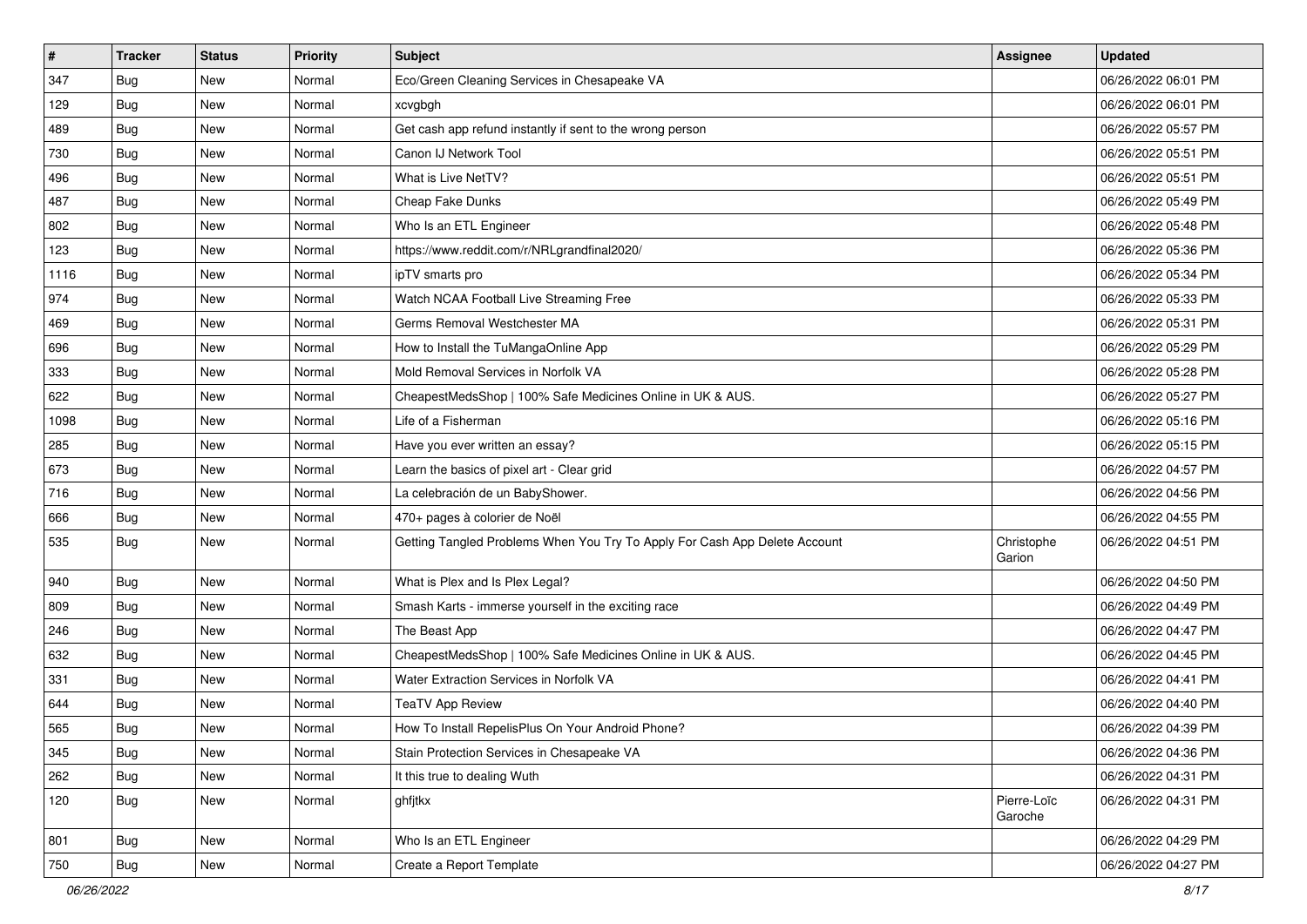| # | Tracker | Status | Priority | Subject | Assignee | Updated |
| --- | --- | --- | --- | --- | --- | --- |
| 347 | Bug | New | Normal | Eco/Green Cleaning Services in Chesapeake VA | | 06/26/2022 06:01 PM |
| 129 | Bug | New | Normal | xcvgbgh | | 06/26/2022 06:01 PM |
| 489 | Bug | New | Normal | Get cash app refund instantly if sent to the wrong person | | 06/26/2022 05:57 PM |
| 730 | Bug | New | Normal | Canon IJ Network Tool | | 06/26/2022 05:51 PM |
| 496 | Bug | New | Normal | What is Live NetTV? | | 06/26/2022 05:51 PM |
| 487 | Bug | New | Normal | Cheap Fake Dunks | | 06/26/2022 05:49 PM |
| 802 | Bug | New | Normal | Who Is an ETL Engineer | | 06/26/2022 05:48 PM |
| 123 | Bug | New | Normal | https://www.reddit.com/r/NRLgrandfinal2020/ | | 06/26/2022 05:36 PM |
| 1116 | Bug | New | Normal | ipTV smarts pro | | 06/26/2022 05:34 PM |
| 974 | Bug | New | Normal | Watch NCAA Football Live Streaming Free | | 06/26/2022 05:33 PM |
| 469 | Bug | New | Normal | Germs Removal Westchester MA | | 06/26/2022 05:31 PM |
| 696 | Bug | New | Normal | How to Install the TuMangaOnline App | | 06/26/2022 05:29 PM |
| 333 | Bug | New | Normal | Mold Removal Services in Norfolk VA | | 06/26/2022 05:28 PM |
| 622 | Bug | New | Normal | CheapestMedsShop \| 100% Safe Medicines Online in UK & AUS. | | 06/26/2022 05:27 PM |
| 1098 | Bug | New | Normal | Life of a Fisherman | | 06/26/2022 05:16 PM |
| 285 | Bug | New | Normal | Have you ever written an essay? | | 06/26/2022 05:15 PM |
| 673 | Bug | New | Normal | Learn the basics of pixel art - Clear grid | | 06/26/2022 04:57 PM |
| 716 | Bug | New | Normal | La celebración de un BabyShower. | | 06/26/2022 04:56 PM |
| 666 | Bug | New | Normal | 470+ pages à colorier de Noël | | 06/26/2022 04:55 PM |
| 535 | Bug | New | Normal | Getting Tangled Problems When You Try To Apply For Cash App Delete Account | Christophe Garion | 06/26/2022 04:51 PM |
| 940 | Bug | New | Normal | What is Plex and Is Plex Legal? | | 06/26/2022 04:50 PM |
| 809 | Bug | New | Normal | Smash Karts - immerse yourself in the exciting race | | 06/26/2022 04:49 PM |
| 246 | Bug | New | Normal | The Beast App | | 06/26/2022 04:47 PM |
| 632 | Bug | New | Normal | CheapestMedsShop \| 100% Safe Medicines Online in UK & AUS. | | 06/26/2022 04:45 PM |
| 331 | Bug | New | Normal | Water Extraction Services in Norfolk VA | | 06/26/2022 04:41 PM |
| 644 | Bug | New | Normal | TeaTV App Review | | 06/26/2022 04:40 PM |
| 565 | Bug | New | Normal | How To Install RepelisPlus On Your Android Phone? | | 06/26/2022 04:39 PM |
| 345 | Bug | New | Normal | Stain Protection Services in Chesapeake VA | | 06/26/2022 04:36 PM |
| 262 | Bug | New | Normal | It this true to dealing Wuth | | 06/26/2022 04:31 PM |
| 120 | Bug | New | Normal | ghfjtkx | Pierre-Loïc Garoche | 06/26/2022 04:31 PM |
| 801 | Bug | New | Normal | Who Is an ETL Engineer | | 06/26/2022 04:29 PM |
| 750 | Bug | New | Normal | Create a Report Template | | 06/26/2022 04:27 PM |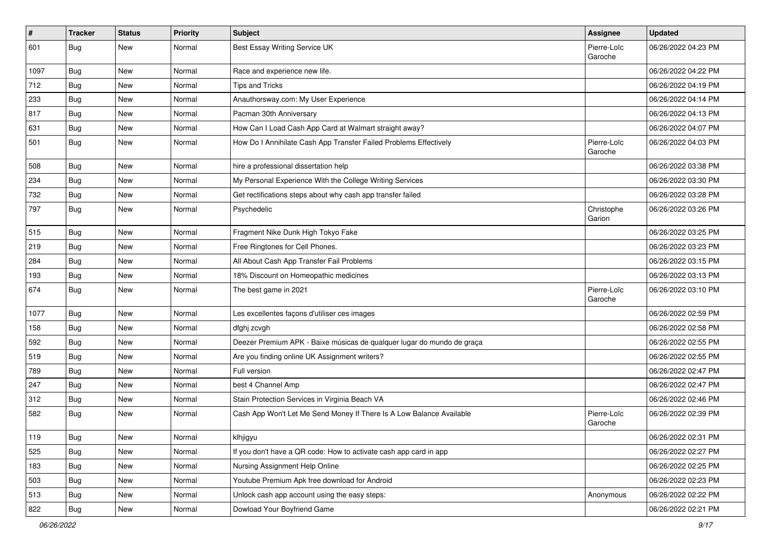| # | Tracker | Status | Priority | Subject | Assignee | Updated |
|---|---|---|---|---|---|---|
| 601 | Bug | New | Normal | Best Essay Writing Service UK | Pierre-Loïc Garoche | 06/26/2022 04:23 PM |
| 1097 | Bug | New | Normal | Race and experience new life. | | 06/26/2022 04:22 PM |
| 712 | Bug | New | Normal | Tips and Tricks | | 06/26/2022 04:19 PM |
| 233 | Bug | New | Normal | Anauthorsway.com: My User Experience | | 06/26/2022 04:14 PM |
| 817 | Bug | New | Normal | Pacman 30th Anniversary | | 06/26/2022 04:13 PM |
| 631 | Bug | New | Normal | How Can I Load Cash App Card at Walmart straight away? | | 06/26/2022 04:07 PM |
| 501 | Bug | New | Normal | How Do I Annihilate Cash App Transfer Failed Problems Effectively | Pierre-Loïc Garoche | 06/26/2022 04:03 PM |
| 508 | Bug | New | Normal | hire a professional dissertation help | | 06/26/2022 03:38 PM |
| 234 | Bug | New | Normal | My Personal Experience With the College Writing Services | | 06/26/2022 03:30 PM |
| 732 | Bug | New | Normal | Get rectifications steps about why cash app transfer failed | | 06/26/2022 03:28 PM |
| 797 | Bug | New | Normal | Psychedelic | Christophe Garion | 06/26/2022 03:26 PM |
| 515 | Bug | New | Normal | Fragment Nike Dunk High Tokyo Fake | | 06/26/2022 03:25 PM |
| 219 | Bug | New | Normal | Free Ringtones for Cell Phones. | | 06/26/2022 03:23 PM |
| 284 | Bug | New | Normal | All About Cash App Transfer Fail Problems | | 06/26/2022 03:15 PM |
| 193 | Bug | New | Normal | 18% Discount on Homeopathic medicines | | 06/26/2022 03:13 PM |
| 674 | Bug | New | Normal | The best game in 2021 | Pierre-Loïc Garoche | 06/26/2022 03:10 PM |
| 1077 | Bug | New | Normal | Les excellentes façons d'utiliser ces images | | 06/26/2022 02:59 PM |
| 158 | Bug | New | Normal | dfghj zcvgh | | 06/26/2022 02:58 PM |
| 592 | Bug | New | Normal | Deezer Premium APK - Baixe músicas de qualquer lugar do mundo de graça | | 06/26/2022 02:55 PM |
| 519 | Bug | New | Normal | Are you finding online UK Assignment writers? | | 06/26/2022 02:55 PM |
| 789 | Bug | New | Normal | Full version | | 06/26/2022 02:47 PM |
| 247 | Bug | New | Normal | best 4 Channel Amp | | 06/26/2022 02:47 PM |
| 312 | Bug | New | Normal | Stain Protection Services in Virginia Beach VA | | 06/26/2022 02:46 PM |
| 582 | Bug | New | Normal | Cash App Won't Let Me Send Money If There Is A Low Balance Available | Pierre-Loïc Garoche | 06/26/2022 02:39 PM |
| 119 | Bug | New | Normal | klhjigyu | | 06/26/2022 02:31 PM |
| 525 | Bug | New | Normal | If you don't have a QR code: How to activate cash app card in app | | 06/26/2022 02:27 PM |
| 183 | Bug | New | Normal | Nursing Assignment Help Online | | 06/26/2022 02:25 PM |
| 503 | Bug | New | Normal | Youtube Premium Apk free download for Android | | 06/26/2022 02:23 PM |
| 513 | Bug | New | Normal | Unlock cash app account using the easy steps: | Anonymous | 06/26/2022 02:22 PM |
| 822 | Bug | New | Normal | Dowload Your Boyfriend Game | | 06/26/2022 02:21 PM |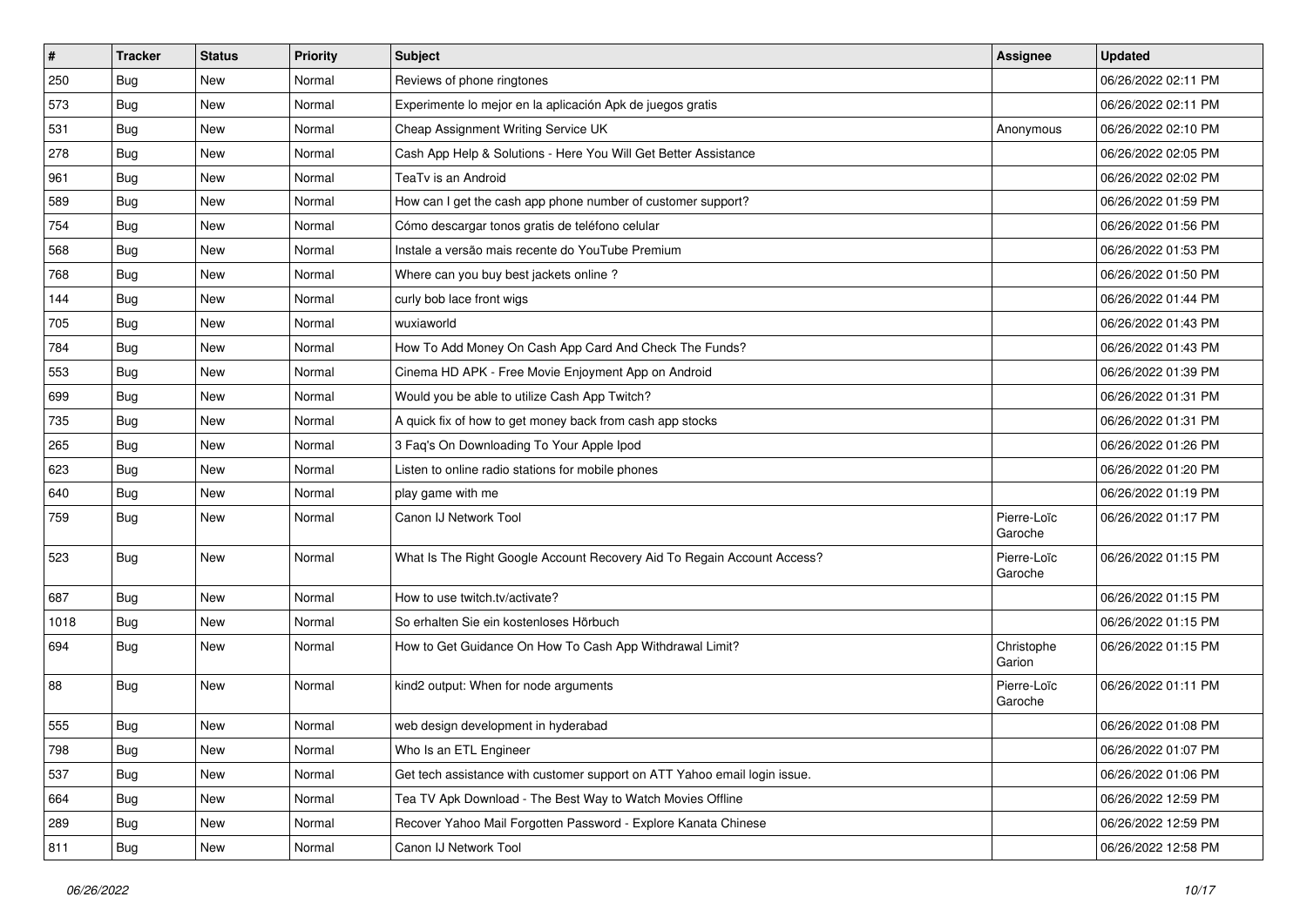| # | Tracker | Status | Priority | Subject | Assignee | Updated |
|---|---|---|---|---|---|---|
| 250 | Bug | New | Normal | Reviews of phone ringtones | | 06/26/2022 02:11 PM |
| 573 | Bug | New | Normal | Experimente lo mejor en la aplicación Apk de juegos gratis | | 06/26/2022 02:11 PM |
| 531 | Bug | New | Normal | Cheap Assignment Writing Service UK | Anonymous | 06/26/2022 02:10 PM |
| 278 | Bug | New | Normal | Cash App Help & Solutions - Here You Will Get Better Assistance | | 06/26/2022 02:05 PM |
| 961 | Bug | New | Normal | TeaTv is an Android | | 06/26/2022 02:02 PM |
| 589 | Bug | New | Normal | How can I get the cash app phone number of customer support? | | 06/26/2022 01:59 PM |
| 754 | Bug | New | Normal | Cómo descargar tonos gratis de teléfono celular | | 06/26/2022 01:56 PM |
| 568 | Bug | New | Normal | Instale a versão mais recente do YouTube Premium | | 06/26/2022 01:53 PM |
| 768 | Bug | New | Normal | Where can you buy best jackets online ? | | 06/26/2022 01:50 PM |
| 144 | Bug | New | Normal | curly bob lace front wigs | | 06/26/2022 01:44 PM |
| 705 | Bug | New | Normal | wuxiaworld | | 06/26/2022 01:43 PM |
| 784 | Bug | New | Normal | How To Add Money On Cash App Card And Check The Funds? | | 06/26/2022 01:43 PM |
| 553 | Bug | New | Normal | Cinema HD APK - Free Movie Enjoyment App on Android | | 06/26/2022 01:39 PM |
| 699 | Bug | New | Normal | Would you be able to utilize Cash App Twitch? | | 06/26/2022 01:31 PM |
| 735 | Bug | New | Normal | A quick fix of how to get money back from cash app stocks | | 06/26/2022 01:31 PM |
| 265 | Bug | New | Normal | 3 Faq's On Downloading To Your Apple Ipod | | 06/26/2022 01:26 PM |
| 623 | Bug | New | Normal | Listen to online radio stations for mobile phones | | 06/26/2022 01:20 PM |
| 640 | Bug | New | Normal | play game with me | | 06/26/2022 01:19 PM |
| 759 | Bug | New | Normal | Canon IJ Network Tool | Pierre-Loïc Garoche | 06/26/2022 01:17 PM |
| 523 | Bug | New | Normal | What Is The Right Google Account Recovery Aid To Regain Account Access? | Pierre-Loïc Garoche | 06/26/2022 01:15 PM |
| 687 | Bug | New | Normal | How to use twitch.tv/activate? | | 06/26/2022 01:15 PM |
| 1018 | Bug | New | Normal | So erhalten Sie ein kostenloses Hörbuch | | 06/26/2022 01:15 PM |
| 694 | Bug | New | Normal | How to Get Guidance On How To Cash App Withdrawal Limit? | Christophe Garion | 06/26/2022 01:15 PM |
| 88 | Bug | New | Normal | kind2 output: When for node arguments | Pierre-Loïc Garoche | 06/26/2022 01:11 PM |
| 555 | Bug | New | Normal | web design development in hyderabad | | 06/26/2022 01:08 PM |
| 798 | Bug | New | Normal | Who Is an ETL Engineer | | 06/26/2022 01:07 PM |
| 537 | Bug | New | Normal | Get tech assistance with customer support on ATT Yahoo email login issue. | | 06/26/2022 01:06 PM |
| 664 | Bug | New | Normal | Tea TV Apk Download - The Best Way to Watch Movies Offline | | 06/26/2022 12:59 PM |
| 289 | Bug | New | Normal | Recover Yahoo Mail Forgotten Password - Explore Kanata Chinese | | 06/26/2022 12:59 PM |
| 811 | Bug | New | Normal | Canon IJ Network Tool | | 06/26/2022 12:58 PM |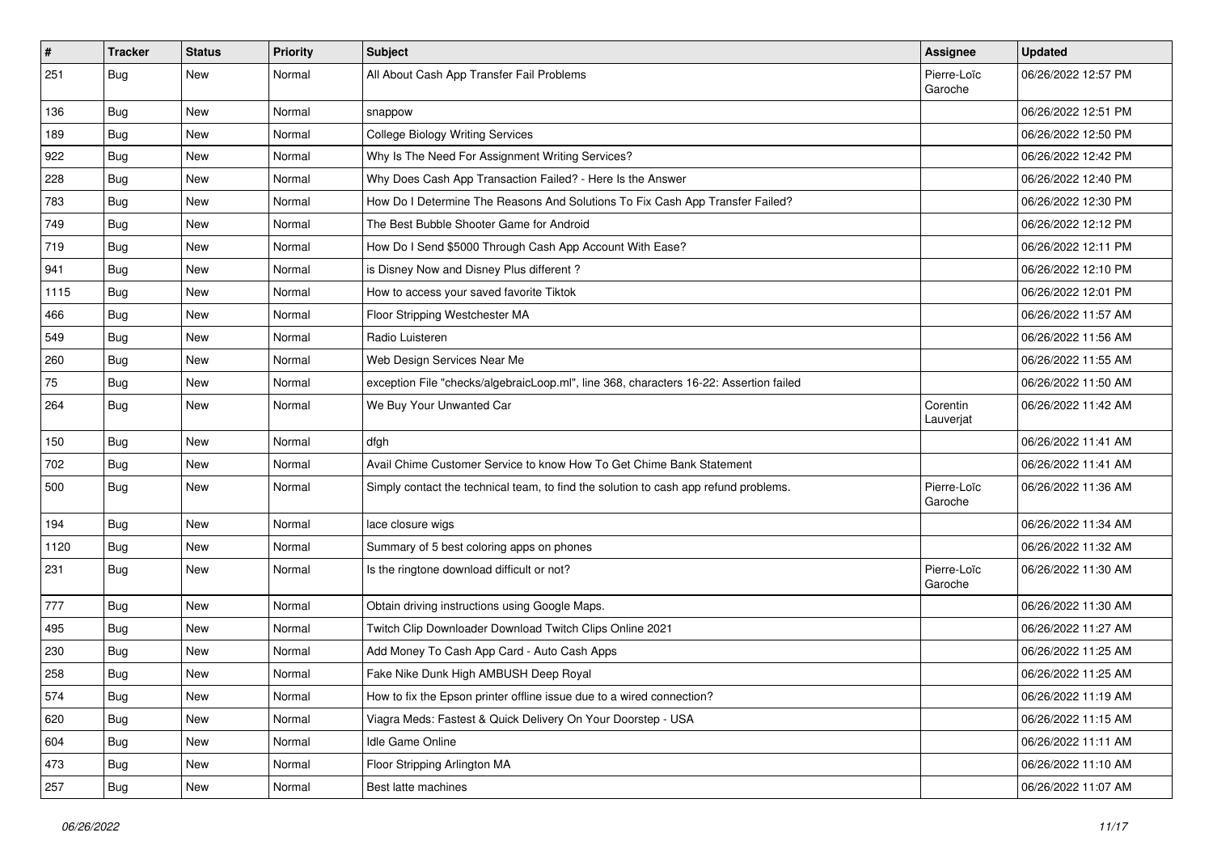| # | Tracker | Status | Priority | Subject | Assignee | Updated |
|---|---|---|---|---|---|---|
| 251 | Bug | New | Normal | All About Cash App Transfer Fail Problems | Pierre-Loïc Garoche | 06/26/2022 12:57 PM |
| 136 | Bug | New | Normal | snappow | | 06/26/2022 12:51 PM |
| 189 | Bug | New | Normal | College Biology Writing Services | | 06/26/2022 12:50 PM |
| 922 | Bug | New | Normal | Why Is The Need For Assignment Writing Services? | | 06/26/2022 12:42 PM |
| 228 | Bug | New | Normal | Why Does Cash App Transaction Failed? - Here Is the Answer | | 06/26/2022 12:40 PM |
| 783 | Bug | New | Normal | How Do I Determine The Reasons And Solutions To Fix Cash App Transfer Failed? | | 06/26/2022 12:30 PM |
| 749 | Bug | New | Normal | The Best Bubble Shooter Game for Android | | 06/26/2022 12:12 PM |
| 719 | Bug | New | Normal | How Do I Send $5000 Through Cash App Account With Ease? | | 06/26/2022 12:11 PM |
| 941 | Bug | New | Normal | is Disney Now and Disney Plus different ? | | 06/26/2022 12:10 PM |
| 1115 | Bug | New | Normal | How to access your saved favorite Tiktok | | 06/26/2022 12:01 PM |
| 466 | Bug | New | Normal | Floor Stripping Westchester MA | | 06/26/2022 11:57 AM |
| 549 | Bug | New | Normal | Radio Luisteren | | 06/26/2022 11:56 AM |
| 260 | Bug | New | Normal | Web Design Services Near Me | | 06/26/2022 11:55 AM |
| 75 | Bug | New | Normal | exception File "checks/algebraicLoop.ml", line 368, characters 16-22: Assertion failed | | 06/26/2022 11:50 AM |
| 264 | Bug | New | Normal | We Buy Your Unwanted Car | Corentin Lauverjat | 06/26/2022 11:42 AM |
| 150 | Bug | New | Normal | dfgh | | 06/26/2022 11:41 AM |
| 702 | Bug | New | Normal | Avail Chime Customer Service to know How To Get Chime Bank Statement | | 06/26/2022 11:41 AM |
| 500 | Bug | New | Normal | Simply contact the technical team, to find the solution to cash app refund problems. | Pierre-Loïc Garoche | 06/26/2022 11:36 AM |
| 194 | Bug | New | Normal | lace closure wigs | | 06/26/2022 11:34 AM |
| 1120 | Bug | New | Normal | Summary of 5 best coloring apps on phones | | 06/26/2022 11:32 AM |
| 231 | Bug | New | Normal | Is the ringtone download difficult or not? | Pierre-Loïc Garoche | 06/26/2022 11:30 AM |
| 777 | Bug | New | Normal | Obtain driving instructions using Google Maps. | | 06/26/2022 11:30 AM |
| 495 | Bug | New | Normal | Twitch Clip Downloader Download Twitch Clips Online 2021 | | 06/26/2022 11:27 AM |
| 230 | Bug | New | Normal | Add Money To Cash App Card - Auto Cash Apps | | 06/26/2022 11:25 AM |
| 258 | Bug | New | Normal | Fake Nike Dunk High AMBUSH Deep Royal | | 06/26/2022 11:25 AM |
| 574 | Bug | New | Normal | How to fix the Epson printer offline issue due to a wired connection? | | 06/26/2022 11:19 AM |
| 620 | Bug | New | Normal | Viagra Meds: Fastest & Quick Delivery On Your Doorstep - USA | | 06/26/2022 11:15 AM |
| 604 | Bug | New | Normal | Idle Game Online | | 06/26/2022 11:11 AM |
| 473 | Bug | New | Normal | Floor Stripping Arlington MA | | 06/26/2022 11:10 AM |
| 257 | Bug | New | Normal | Best latte machines | | 06/26/2022 11:07 AM |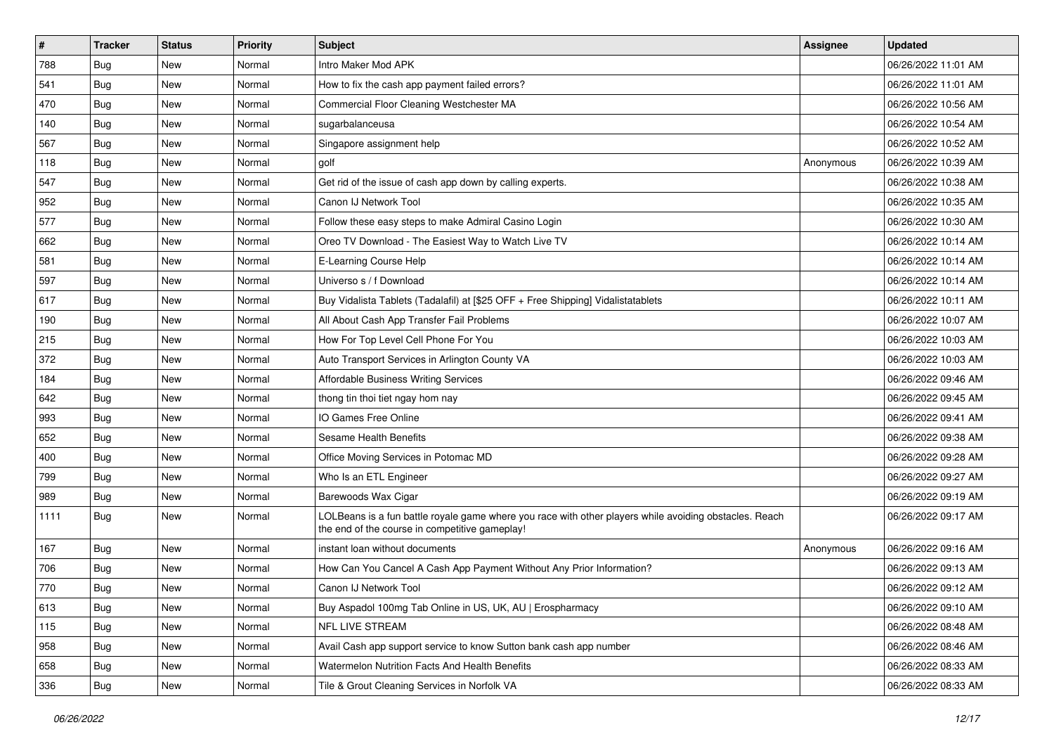| # | Tracker | Status | Priority | Subject | Assignee | Updated |
|---|---|---|---|---|---|---|
| 788 | Bug | New | Normal | Intro Maker Mod APK | | 06/26/2022 11:01 AM |
| 541 | Bug | New | Normal | How to fix the cash app payment failed errors? | | 06/26/2022 11:01 AM |
| 470 | Bug | New | Normal | Commercial Floor Cleaning Westchester MA | | 06/26/2022 10:56 AM |
| 140 | Bug | New | Normal | sugarbalanceusa | | 06/26/2022 10:54 AM |
| 567 | Bug | New | Normal | Singapore assignment help | | 06/26/2022 10:52 AM |
| 118 | Bug | New | Normal | golf | Anonymous | 06/26/2022 10:39 AM |
| 547 | Bug | New | Normal | Get rid of the issue of cash app down by calling experts. | | 06/26/2022 10:38 AM |
| 952 | Bug | New | Normal | Canon IJ Network Tool | | 06/26/2022 10:35 AM |
| 577 | Bug | New | Normal | Follow these easy steps to make Admiral Casino Login | | 06/26/2022 10:30 AM |
| 662 | Bug | New | Normal | Oreo TV Download - The Easiest Way to Watch Live TV | | 06/26/2022 10:14 AM |
| 581 | Bug | New | Normal | E-Learning Course Help | | 06/26/2022 10:14 AM |
| 597 | Bug | New | Normal | Universo s / f Download | | 06/26/2022 10:14 AM |
| 617 | Bug | New | Normal | Buy Vidalista Tablets (Tadalafil) at [$25 OFF + Free Shipping] Vidalistatablets | | 06/26/2022 10:11 AM |
| 190 | Bug | New | Normal | All About Cash App Transfer Fail Problems | | 06/26/2022 10:07 AM |
| 215 | Bug | New | Normal | How For Top Level Cell Phone For You | | 06/26/2022 10:03 AM |
| 372 | Bug | New | Normal | Auto Transport Services in Arlington County VA | | 06/26/2022 10:03 AM |
| 184 | Bug | New | Normal | Affordable Business Writing Services | | 06/26/2022 09:46 AM |
| 642 | Bug | New | Normal | thong tin thoi tiet ngay hom nay | | 06/26/2022 09:45 AM |
| 993 | Bug | New | Normal | IO Games Free Online | | 06/26/2022 09:41 AM |
| 652 | Bug | New | Normal | Sesame Health Benefits | | 06/26/2022 09:38 AM |
| 400 | Bug | New | Normal | Office Moving Services in Potomac MD | | 06/26/2022 09:28 AM |
| 799 | Bug | New | Normal | Who Is an ETL Engineer | | 06/26/2022 09:27 AM |
| 989 | Bug | New | Normal | Barewoods Wax Cigar | | 06/26/2022 09:19 AM |
| 1111 | Bug | New | Normal | LOLBeans is a fun battle royale game where you race with other players while avoiding obstacles. Reach the end of the course in competitive gameplay! | | 06/26/2022 09:17 AM |
| 167 | Bug | New | Normal | instant loan without documents | Anonymous | 06/26/2022 09:16 AM |
| 706 | Bug | New | Normal | How Can You Cancel A Cash App Payment Without Any Prior Information? | | 06/26/2022 09:13 AM |
| 770 | Bug | New | Normal | Canon IJ Network Tool | | 06/26/2022 09:12 AM |
| 613 | Bug | New | Normal | Buy Aspadol 100mg Tab Online in US, UK, AU &#124; Erospharmacy | | 06/26/2022 09:10 AM |
| 115 | Bug | New | Normal | NFL LIVE STREAM | | 06/26/2022 08:48 AM |
| 958 | Bug | New | Normal | Avail Cash app support service to know Sutton bank cash app number | | 06/26/2022 08:46 AM |
| 658 | Bug | New | Normal | Watermelon Nutrition Facts And Health Benefits | | 06/26/2022 08:33 AM |
| 336 | Bug | New | Normal | Tile & Grout Cleaning Services in Norfolk VA | | 06/26/2022 08:33 AM |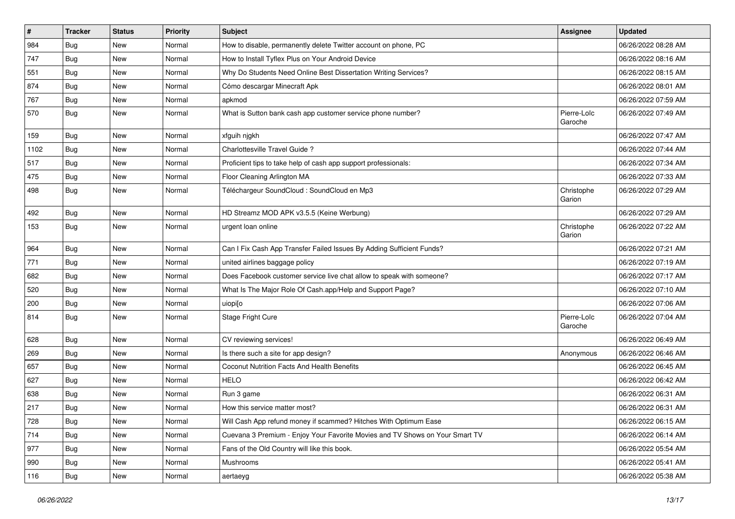| # | Tracker | Status | Priority | Subject | Assignee | Updated |
|---|---|---|---|---|---|---|
| 984 | Bug | New | Normal | How to disable, permanently delete Twitter account on phone, PC | | 06/26/2022 08:28 AM |
| 747 | Bug | New | Normal | How to Install Tyflex Plus on Your Android Device | | 06/26/2022 08:16 AM |
| 551 | Bug | New | Normal | Why Do Students Need Online Best Dissertation Writing Services? | | 06/26/2022 08:15 AM |
| 874 | Bug | New | Normal | Cómo descargar Minecraft Apk | | 06/26/2022 08:01 AM |
| 767 | Bug | New | Normal | apkmod | | 06/26/2022 07:59 AM |
| 570 | Bug | New | Normal | What is Sutton bank cash app customer service phone number? | Pierre-Loïc Garoche | 06/26/2022 07:49 AM |
| 159 | Bug | New | Normal | xfguih njgkh | | 06/26/2022 07:47 AM |
| 1102 | Bug | New | Normal | Charlottesville Travel Guide ? | | 06/26/2022 07:44 AM |
| 517 | Bug | New | Normal | Proficient tips to take help of cash app support professionals: | | 06/26/2022 07:34 AM |
| 475 | Bug | New | Normal | Floor Cleaning Arlington MA | | 06/26/2022 07:33 AM |
| 498 | Bug | New | Normal | Téléchargeur SoundCloud : SoundCloud en Mp3 | Christophe Garion | 06/26/2022 07:29 AM |
| 492 | Bug | New | Normal | HD Streamz MOD APK v3.5.5 (Keine Werbung) | | 06/26/2022 07:29 AM |
| 153 | Bug | New | Normal | urgent loan online | Christophe Garion | 06/26/2022 07:22 AM |
| 964 | Bug | New | Normal | Can I Fix Cash App Transfer Failed Issues By Adding Sufficient Funds? | | 06/26/2022 07:21 AM |
| 771 | Bug | New | Normal | united airlines baggage policy | | 06/26/2022 07:19 AM |
| 682 | Bug | New | Normal | Does Facebook customer service live chat allow to speak with someone? | | 06/26/2022 07:17 AM |
| 520 | Bug | New | Normal | What Is The Major Role Of Cash.app/Help and Support Page? | | 06/26/2022 07:10 AM |
| 200 | Bug | New | Normal | uiopi[o | | 06/26/2022 07:06 AM |
| 814 | Bug | New | Normal | Stage Fright Cure | Pierre-Loïc Garoche | 06/26/2022 07:04 AM |
| 628 | Bug | New | Normal | CV reviewing services! | | 06/26/2022 06:49 AM |
| 269 | Bug | New | Normal | Is there such a site for app design? | Anonymous | 06/26/2022 06:46 AM |
| 657 | Bug | New | Normal | Coconut Nutrition Facts And Health Benefits | | 06/26/2022 06:45 AM |
| 627 | Bug | New | Normal | HELO | | 06/26/2022 06:42 AM |
| 638 | Bug | New | Normal | Run 3 game | | 06/26/2022 06:31 AM |
| 217 | Bug | New | Normal | How this service matter most? | | 06/26/2022 06:31 AM |
| 728 | Bug | New | Normal | Will Cash App refund money if scammed? Hitches With Optimum Ease | | 06/26/2022 06:15 AM |
| 714 | Bug | New | Normal | Cuevana 3 Premium - Enjoy Your Favorite Movies and TV Shows on Your Smart TV | | 06/26/2022 06:14 AM |
| 977 | Bug | New | Normal | Fans of the Old Country will like this book. | | 06/26/2022 05:54 AM |
| 990 | Bug | New | Normal | Mushrooms | | 06/26/2022 05:41 AM |
| 116 | Bug | New | Normal | aertaeyg | | 06/26/2022 05:38 AM |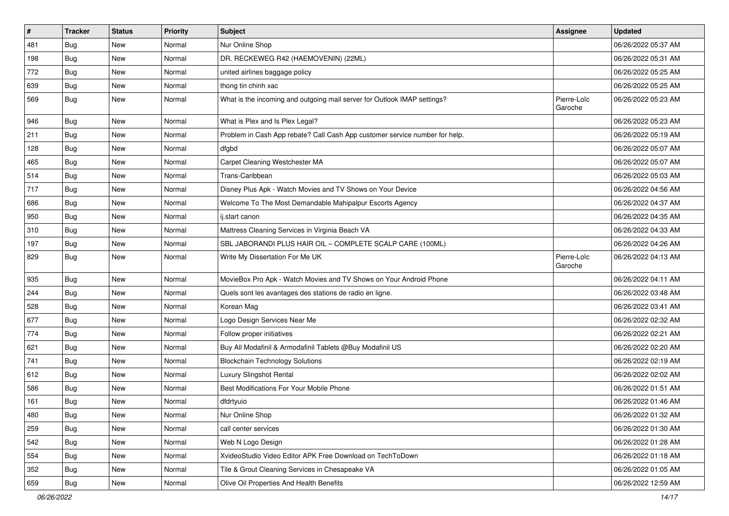| # | Tracker | Status | Priority | Subject | Assignee | Updated |
|---|---|---|---|---|---|---|
| 481 | Bug | New | Normal | Nur Online Shop | | 06/26/2022 05:37 AM |
| 198 | Bug | New | Normal | DR. RECKEWEG R42 (HAEMOVENIN) (22ML) | | 06/26/2022 05:31 AM |
| 772 | Bug | New | Normal | united airlines baggage policy | | 06/26/2022 05:25 AM |
| 639 | Bug | New | Normal | thong tin chinh xac | | 06/26/2022 05:25 AM |
| 569 | Bug | New | Normal | What is the incoming and outgoing mail server for Outlook IMAP settings? | Pierre-Loïc Garoche | 06/26/2022 05:23 AM |
| 946 | Bug | New | Normal | What is Plex and Is Plex Legal? | | 06/26/2022 05:23 AM |
| 211 | Bug | New | Normal | Problem in Cash App rebate? Call Cash App customer service number for help. | | 06/26/2022 05:19 AM |
| 128 | Bug | New | Normal | dfgbd | | 06/26/2022 05:07 AM |
| 465 | Bug | New | Normal | Carpet Cleaning Westchester MA | | 06/26/2022 05:07 AM |
| 514 | Bug | New | Normal | Trans-Caribbean | | 06/26/2022 05:03 AM |
| 717 | Bug | New | Normal | Disney Plus Apk - Watch Movies and TV Shows on Your Device | | 06/26/2022 04:56 AM |
| 686 | Bug | New | Normal | Welcome To The Most Demandable Mahipalpur Escorts Agency | | 06/26/2022 04:37 AM |
| 950 | Bug | New | Normal | ij.start canon | | 06/26/2022 04:35 AM |
| 310 | Bug | New | Normal | Mattress Cleaning Services in Virginia Beach VA | | 06/26/2022 04:33 AM |
| 197 | Bug | New | Normal | SBL JABORANDI PLUS HAIR OIL – COMPLETE SCALP CARE (100ML) | | 06/26/2022 04:26 AM |
| 829 | Bug | New | Normal | Write My Dissertation For Me UK | Pierre-Loïc Garoche | 06/26/2022 04:13 AM |
| 935 | Bug | New | Normal | MovieBox Pro Apk - Watch Movies and TV Shows on Your Android Phone | | 06/26/2022 04:11 AM |
| 244 | Bug | New | Normal | Quels sont les avantages des stations de radio en ligne. | | 06/26/2022 03:48 AM |
| 528 | Bug | New | Normal | Korean Mag | | 06/26/2022 03:41 AM |
| 677 | Bug | New | Normal | Logo Design Services Near Me | | 06/26/2022 02:32 AM |
| 774 | Bug | New | Normal | Follow proper initiatives | | 06/26/2022 02:21 AM |
| 621 | Bug | New | Normal | Buy All Modafinil & Armodafinil Tablets @Buy Modafinil US | | 06/26/2022 02:20 AM |
| 741 | Bug | New | Normal | Blockchain Technology Solutions | | 06/26/2022 02:19 AM |
| 612 | Bug | New | Normal | Luxury Slingshot Rental | | 06/26/2022 02:02 AM |
| 586 | Bug | New | Normal | Best Modifications For Your Mobile Phone | | 06/26/2022 01:51 AM |
| 161 | Bug | New | Normal | dfdrtyuio | | 06/26/2022 01:46 AM |
| 480 | Bug | New | Normal | Nur Online Shop | | 06/26/2022 01:32 AM |
| 259 | Bug | New | Normal | call center services | | 06/26/2022 01:30 AM |
| 542 | Bug | New | Normal | Web N Logo Design | | 06/26/2022 01:28 AM |
| 554 | Bug | New | Normal | XvideoStudio Video Editor APK Free Download on TechToDown | | 06/26/2022 01:18 AM |
| 352 | Bug | New | Normal | Tile & Grout Cleaning Services in Chesapeake VA | | 06/26/2022 01:05 AM |
| 659 | Bug | New | Normal | Olive Oil Properties And Health Benefits | | 06/26/2022 12:59 AM |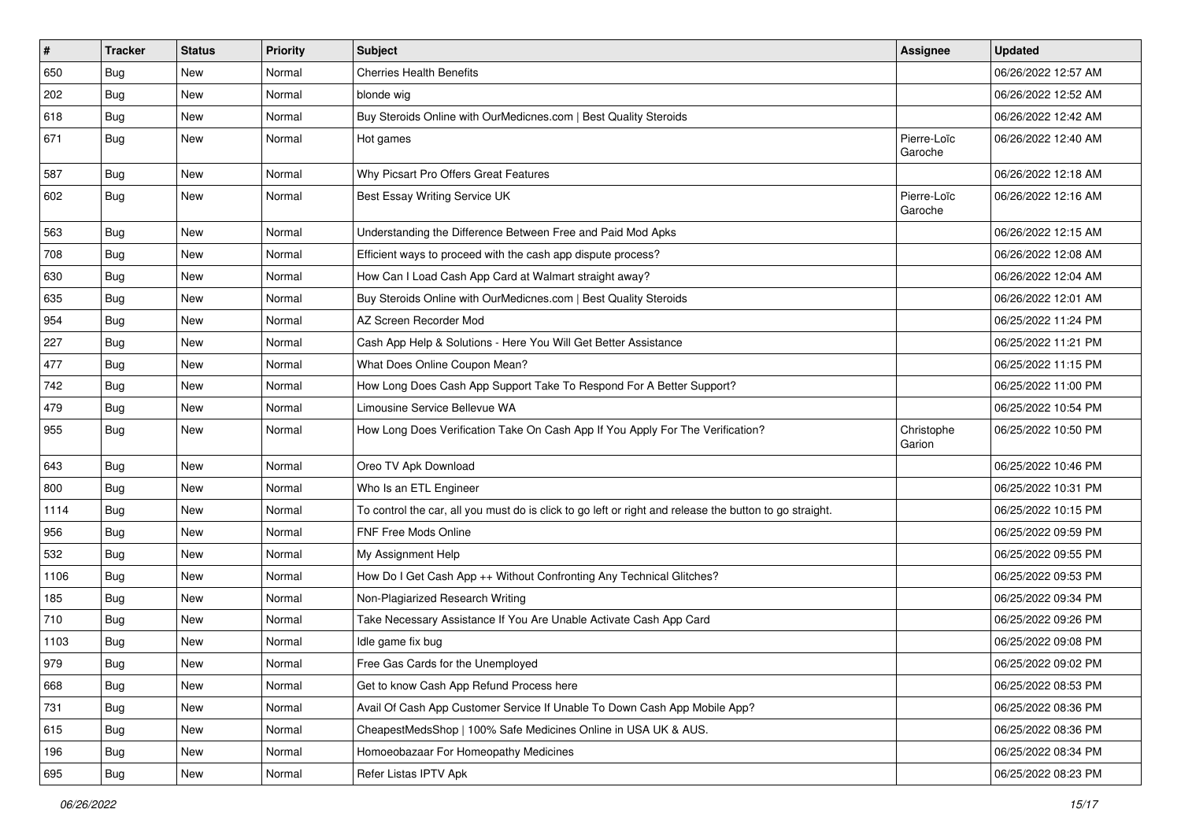| # | Tracker | Status | Priority | Subject | Assignee | Updated |
|---|---|---|---|---|---|---|
| 650 | Bug | New | Normal | Cherries Health Benefits | | 06/26/2022 12:57 AM |
| 202 | Bug | New | Normal | blonde wig | | 06/26/2022 12:52 AM |
| 618 | Bug | New | Normal | Buy Steroids Online with OurMedicnes.com \| Best Quality Steroids | | 06/26/2022 12:42 AM |
| 671 | Bug | New | Normal | Hot games | Pierre-Loïc Garoche | 06/26/2022 12:40 AM |
| 587 | Bug | New | Normal | Why Picsart Pro Offers Great Features | | 06/26/2022 12:18 AM |
| 602 | Bug | New | Normal | Best Essay Writing Service UK | Pierre-Loïc Garoche | 06/26/2022 12:16 AM |
| 563 | Bug | New | Normal | Understanding the Difference Between Free and Paid Mod Apks | | 06/26/2022 12:15 AM |
| 708 | Bug | New | Normal | Efficient ways to proceed with the cash app dispute process? | | 06/26/2022 12:08 AM |
| 630 | Bug | New | Normal | How Can I Load Cash App Card at Walmart straight away? | | 06/26/2022 12:04 AM |
| 635 | Bug | New | Normal | Buy Steroids Online with OurMedicnes.com \| Best Quality Steroids | | 06/26/2022 12:01 AM |
| 954 | Bug | New | Normal | AZ Screen Recorder Mod | | 06/25/2022 11:24 PM |
| 227 | Bug | New | Normal | Cash App Help & Solutions - Here You Will Get Better Assistance | | 06/25/2022 11:21 PM |
| 477 | Bug | New | Normal | What Does Online Coupon Mean? | | 06/25/2022 11:15 PM |
| 742 | Bug | New | Normal | How Long Does Cash App Support Take To Respond For A Better Support? | | 06/25/2022 11:00 PM |
| 479 | Bug | New | Normal | Limousine Service Bellevue WA | | 06/25/2022 10:54 PM |
| 955 | Bug | New | Normal | How Long Does Verification Take On Cash App If You Apply For The Verification? | Christophe Garion | 06/25/2022 10:50 PM |
| 643 | Bug | New | Normal | Oreo TV Apk Download | | 06/25/2022 10:46 PM |
| 800 | Bug | New | Normal | Who Is an ETL Engineer | | 06/25/2022 10:31 PM |
| 1114 | Bug | New | Normal | To control the car, all you must do is click to go left or right and release the button to go straight. | | 06/25/2022 10:15 PM |
| 956 | Bug | New | Normal | FNF Free Mods Online | | 06/25/2022 09:59 PM |
| 532 | Bug | New | Normal | My Assignment Help | | 06/25/2022 09:55 PM |
| 1106 | Bug | New | Normal | How Do I Get Cash App ++ Without Confronting Any Technical Glitches? | | 06/25/2022 09:53 PM |
| 185 | Bug | New | Normal | Non-Plagiarized Research Writing | | 06/25/2022 09:34 PM |
| 710 | Bug | New | Normal | Take Necessary Assistance If You Are Unable Activate Cash App Card | | 06/25/2022 09:26 PM |
| 1103 | Bug | New | Normal | Idle game fix bug | | 06/25/2022 09:08 PM |
| 979 | Bug | New | Normal | Free Gas Cards for the Unemployed | | 06/25/2022 09:02 PM |
| 668 | Bug | New | Normal | Get to know Cash App Refund Process here | | 06/25/2022 08:53 PM |
| 731 | Bug | New | Normal | Avail Of Cash App Customer Service If Unable To Down Cash App Mobile App? | | 06/25/2022 08:36 PM |
| 615 | Bug | New | Normal | CheapestMedsShop \| 100% Safe Medicines Online in USA UK & AUS. | | 06/25/2022 08:36 PM |
| 196 | Bug | New | Normal | Homoeobazaar For Homeopathy Medicines | | 06/25/2022 08:34 PM |
| 695 | Bug | New | Normal | Refer Listas IPTV Apk | | 06/25/2022 08:23 PM |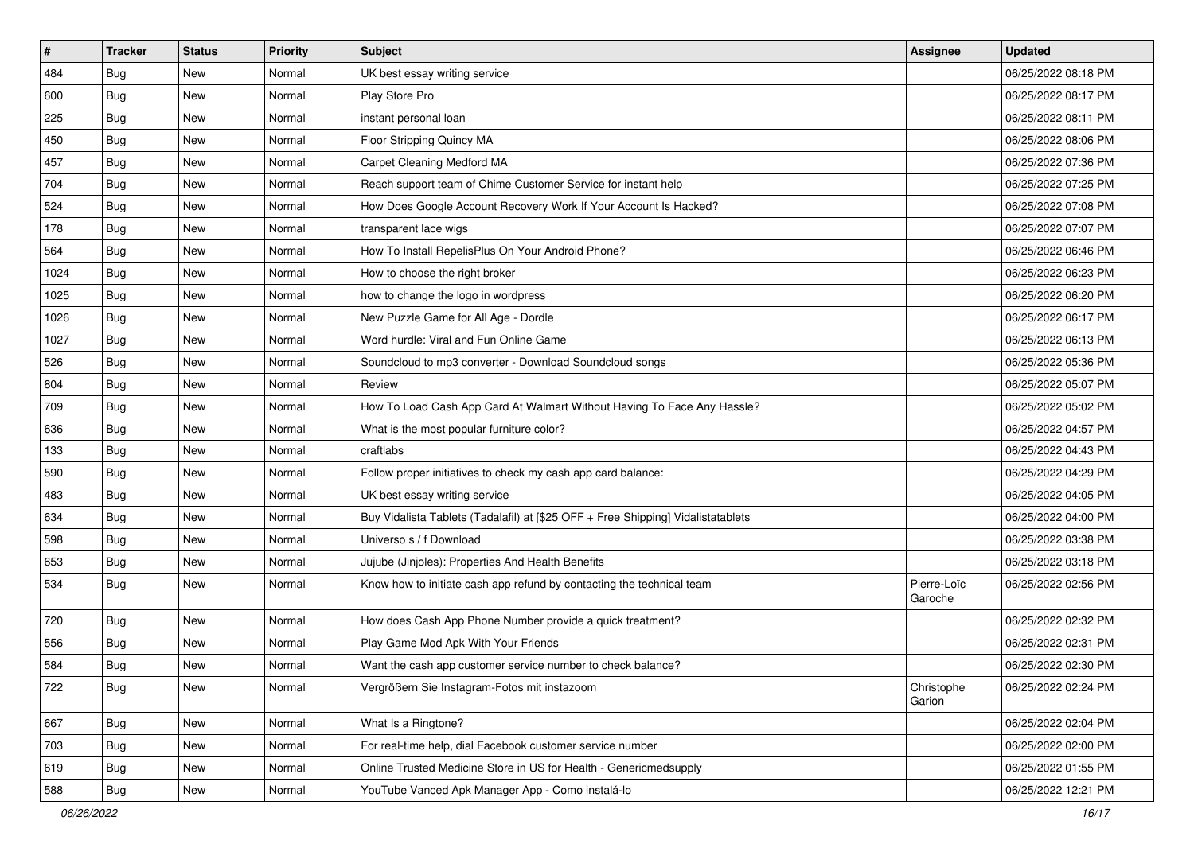| # | Tracker | Status | Priority | Subject | Assignee | Updated |
|---|---|---|---|---|---|---|
| 484 | Bug | New | Normal | UK best essay writing service | | 06/25/2022 08:18 PM |
| 600 | Bug | New | Normal | Play Store Pro | | 06/25/2022 08:17 PM |
| 225 | Bug | New | Normal | instant personal loan | | 06/25/2022 08:11 PM |
| 450 | Bug | New | Normal | Floor Stripping Quincy MA | | 06/25/2022 08:06 PM |
| 457 | Bug | New | Normal | Carpet Cleaning Medford MA | | 06/25/2022 07:36 PM |
| 704 | Bug | New | Normal | Reach support team of Chime Customer Service for instant help | | 06/25/2022 07:25 PM |
| 524 | Bug | New | Normal | How Does Google Account Recovery Work If Your Account Is Hacked? | | 06/25/2022 07:08 PM |
| 178 | Bug | New | Normal | transparent lace wigs | | 06/25/2022 07:07 PM |
| 564 | Bug | New | Normal | How To Install RepelisPlus On Your Android Phone? | | 06/25/2022 06:46 PM |
| 1024 | Bug | New | Normal | How to choose the right broker | | 06/25/2022 06:23 PM |
| 1025 | Bug | New | Normal | how to change the logo in wordpress | | 06/25/2022 06:20 PM |
| 1026 | Bug | New | Normal | New Puzzle Game for All Age - Dordle | | 06/25/2022 06:17 PM |
| 1027 | Bug | New | Normal | Word hurdle: Viral and Fun Online Game | | 06/25/2022 06:13 PM |
| 526 | Bug | New | Normal | Soundcloud to mp3 converter - Download Soundcloud songs | | 06/25/2022 05:36 PM |
| 804 | Bug | New | Normal | Review | | 06/25/2022 05:07 PM |
| 709 | Bug | New | Normal | How To Load Cash App Card At Walmart Without Having To Face Any Hassle? | | 06/25/2022 05:02 PM |
| 636 | Bug | New | Normal | What is the most popular furniture color? | | 06/25/2022 04:57 PM |
| 133 | Bug | New | Normal | craftlabs | | 06/25/2022 04:43 PM |
| 590 | Bug | New | Normal | Follow proper initiatives to check my cash app card balance: | | 06/25/2022 04:29 PM |
| 483 | Bug | New | Normal | UK best essay writing service | | 06/25/2022 04:05 PM |
| 634 | Bug | New | Normal | Buy Vidalista Tablets (Tadalafil) at [$25 OFF + Free Shipping] Vidalistatablets | | 06/25/2022 04:00 PM |
| 598 | Bug | New | Normal | Universo s / f Download | | 06/25/2022 03:38 PM |
| 653 | Bug | New | Normal | Jujube (Jinjoles): Properties And Health Benefits | | 06/25/2022 03:18 PM |
| 534 | Bug | New | Normal | Know how to initiate cash app refund by contacting the technical team | Pierre-Loïc Garoche | 06/25/2022 02:56 PM |
| 720 | Bug | New | Normal | How does Cash App Phone Number provide a quick treatment? | | 06/25/2022 02:32 PM |
| 556 | Bug | New | Normal | Play Game Mod Apk With Your Friends | | 06/25/2022 02:31 PM |
| 584 | Bug | New | Normal | Want the cash app customer service number to check balance? | | 06/25/2022 02:30 PM |
| 722 | Bug | New | Normal | Vergrößern Sie Instagram-Fotos mit instazoom | Christophe Garion | 06/25/2022 02:24 PM |
| 667 | Bug | New | Normal | What Is a Ringtone? | | 06/25/2022 02:04 PM |
| 703 | Bug | New | Normal | For real-time help, dial Facebook customer service number | | 06/25/2022 02:00 PM |
| 619 | Bug | New | Normal | Online Trusted Medicine Store in US for Health - Genericmedsupply | | 06/25/2022 01:55 PM |
| 588 | Bug | New | Normal | YouTube Vanced Apk Manager App - Como instalá-lo | | 06/25/2022 12:21 PM |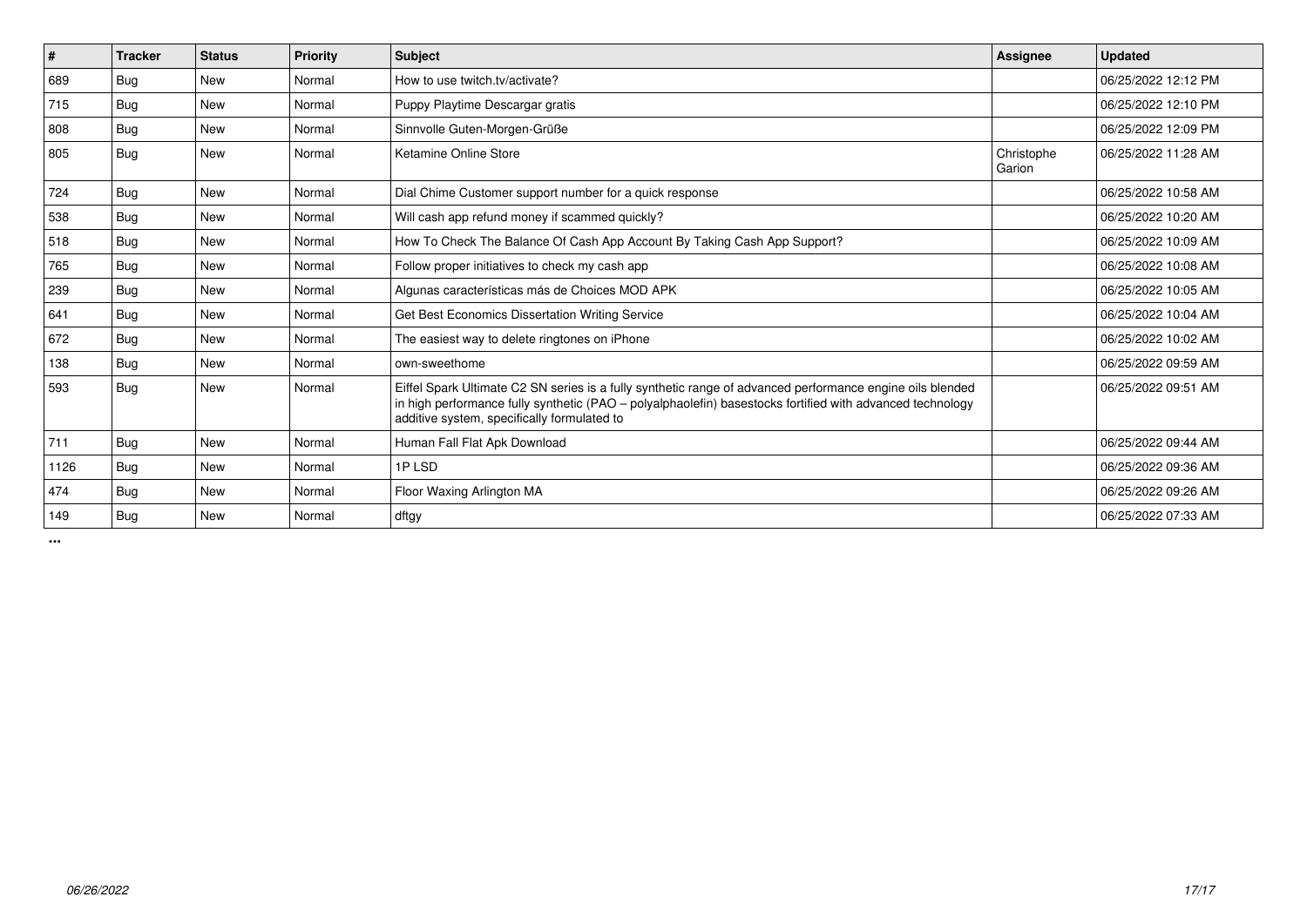| # | Tracker | Status | Priority | Subject | Assignee | Updated |
|---|---|---|---|---|---|---|
| 689 | Bug | New | Normal | How to use twitch.tv/activate? | | 06/25/2022 12:12 PM |
| 715 | Bug | New | Normal | Puppy Playtime Descargar gratis | | 06/25/2022 12:10 PM |
| 808 | Bug | New | Normal | Sinnvolle Guten-Morgen-Grüße | | 06/25/2022 12:09 PM |
| 805 | Bug | New | Normal | Ketamine Online Store | Christophe Garion | 06/25/2022 11:28 AM |
| 724 | Bug | New | Normal | Dial Chime Customer support number for a quick response | | 06/25/2022 10:58 AM |
| 538 | Bug | New | Normal | Will cash app refund money if scammed quickly? | | 06/25/2022 10:20 AM |
| 518 | Bug | New | Normal | How To Check The Balance Of Cash App Account By Taking Cash App Support? | | 06/25/2022 10:09 AM |
| 765 | Bug | New | Normal | Follow proper initiatives to check my cash app | | 06/25/2022 10:08 AM |
| 239 | Bug | New | Normal | Algunas características más de Choices MOD APK | | 06/25/2022 10:05 AM |
| 641 | Bug | New | Normal | Get Best Economics Dissertation Writing Service | | 06/25/2022 10:04 AM |
| 672 | Bug | New | Normal | The easiest way to delete ringtones on iPhone | | 06/25/2022 10:02 AM |
| 138 | Bug | New | Normal | own-sweethome | | 06/25/2022 09:59 AM |
| 593 | Bug | New | Normal | Eiffel Spark Ultimate C2 SN series is a fully synthetic range of advanced performance engine oils blended in high performance fully synthetic (PAO – polyalphaolefin) basestocks fortified with advanced technology additive system, specifically formulated to | | 06/25/2022 09:51 AM |
| 711 | Bug | New | Normal | Human Fall Flat Apk Download | | 06/25/2022 09:44 AM |
| 1126 | Bug | New | Normal | 1P LSD | | 06/25/2022 09:36 AM |
| 474 | Bug | New | Normal | Floor Waxing Arlington MA | | 06/25/2022 09:26 AM |
| 149 | Bug | New | Normal | dftgy | | 06/25/2022 07:33 AM |

...